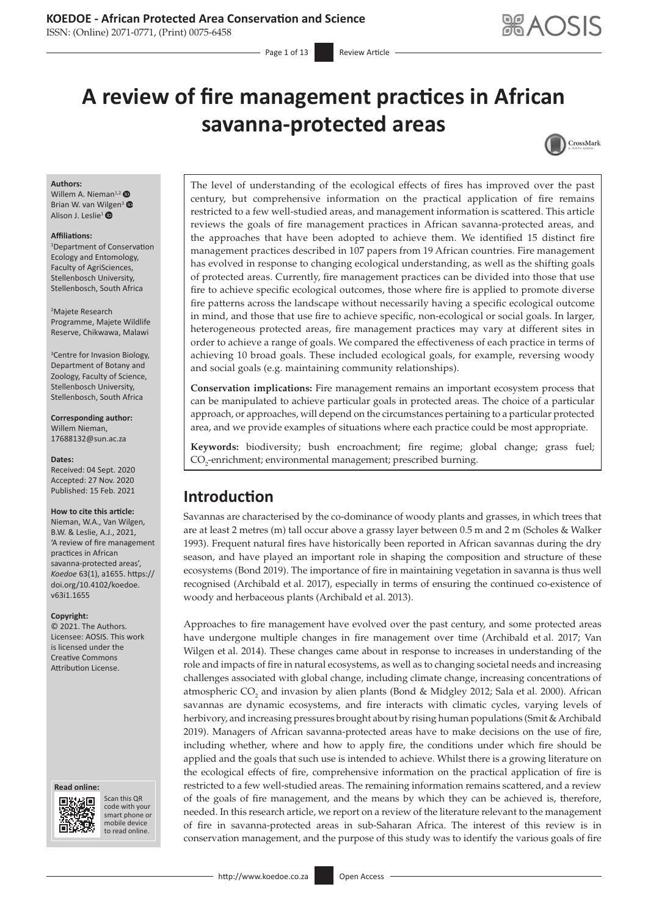# A review of fire management practices in African savanna-protected areas

**Authors:**
Willem A. Nieman[1,2]
Brian W. van Wilgen[3]
Alison J. Leslie[1]

**Affiliations:**
[1]Department of Conservation Ecology and Entomology, Faculty of AgriSciences, Stellenbosch University, Stellenbosch, South Africa

[2]Majete Research Programme, Majete Wildlife Reserve, Chikwawa, Malawi

[3]Centre for Invasion Biology, Department of Botany and Zoology, Faculty of Science, Stellenbosch University, Stellenbosch, South Africa

**Corresponding author:**
Willem Nieman,
17688132@sun.ac.za

**Dates:**
Received: 04 Sept. 2020
Accepted: 27 Nov. 2020
Published: 15 Feb. 2021

**How to cite this article:**
Nieman, W.A., Van Wilgen, B.W. & Leslie, A.J., 2021, 'A review of fire management practices in African savanna-protected areas', *Koedoe* 63(1), a1655. https://doi.org/10.4102/koedoe.v63i1.1655

**Copyright:**
© 2021. The Authors. Licensee: AOSIS. This work is licensed under the Creative Commons Attribution License.

The level of understanding of the ecological effects of fires has improved over the past century, but comprehensive information on the practical application of fire remains restricted to a few well-studied areas, and management information is scattered. This article reviews the goals of fire management practices in African savanna-protected areas, and the approaches that have been adopted to achieve them. We identified 15 distinct fire management practices described in 107 papers from 19 African countries. Fire management has evolved in response to changing ecological understanding, as well as the shifting goals of protected areas. Currently, fire management practices can be divided into those that use fire to achieve specific ecological outcomes, those where fire is applied to promote diverse fire patterns across the landscape without necessarily having a specific ecological outcome in mind, and those that use fire to achieve specific, non-ecological or social goals. In larger, heterogeneous protected areas, fire management practices may vary at different sites in order to achieve a range of goals. We compared the effectiveness of each practice in terms of achieving 10 broad goals. These included ecological goals, for example, reversing woody and social goals (e.g. maintaining community relationships).

**Conservation implications:** Fire management remains an important ecosystem process that can be manipulated to achieve particular goals in protected areas. The choice of a particular approach, or approaches, will depend on the circumstances pertaining to a particular protected area, and we provide examples of situations where each practice could be most appropriate.

**Keywords:** biodiversity; bush encroachment; fire regime; global change; grass fuel; $CO_2$-enrichment; environmental management; prescribed burning.

## Introduction

Savannas are characterised by the co-dominance of woody plants and grasses, in which trees that are at least 2 metres (m) tall occur above a grassy layer between 0.5 m and 2 m (Scholes & Walker 1993). Frequent natural fires have historically been reported in African savannas during the dry season, and have played an important role in shaping the composition and structure of these ecosystems (Bond 2019). The importance of fire in maintaining vegetation in savanna is thus well recognised (Archibald et al. 2017), especially in terms of ensuring the continued co-existence of woody and herbaceous plants (Archibald et al. 2013).

Approaches to fire management have evolved over the past century, and some protected areas have undergone multiple changes in fire management over time (Archibald et al. 2017; Van Wilgen et al. 2014). These changes came about in response to increases in understanding of the role and impacts of fire in natural ecosystems, as well as to changing societal needs and increasing challenges associated with global change, including climate change, increasing concentrations of atmospheric $CO_2$ and invasion by alien plants (Bond & Midgley 2012; Sala et al. 2000). African savannas are dynamic ecosystems, and fire interacts with climatic cycles, varying levels of herbivory, and increasing pressures brought about by rising human populations (Smit & Archibald 2019). Managers of African savanna-protected areas have to make decisions on the use of fire, including whether, where and how to apply fire, the conditions under which fire should be applied and the goals that such use is intended to achieve. Whilst there is a growing literature on the ecological effects of fire, comprehensive information on the practical application of fire is restricted to a few well-studied areas. The remaining information remains scattered, and a review of the goals of fire management, and the means by which they can be achieved is, therefore, needed. In this research article, we report on a review of the literature relevant to the management of fire in savanna-protected areas in sub-Saharan Africa. The interest of this review is in conservation management, and the purpose of this study was to identify the various goals of fire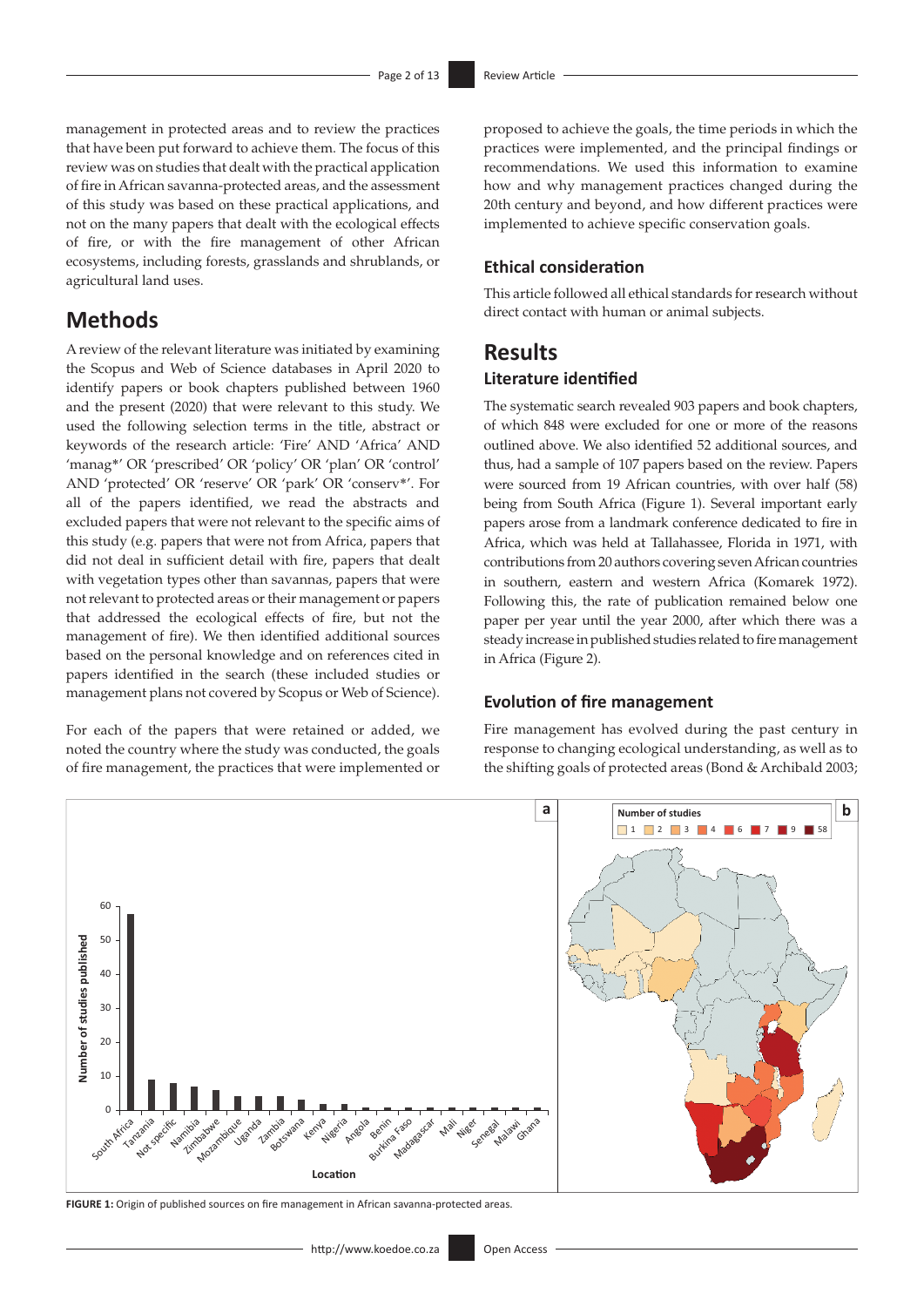management in protected areas and to review the practices that have been put forward to achieve them. The focus of this review was on studies that dealt with the practical application of fire in African savanna-protected areas, and the assessment of this study was based on these practical applications, and not on the many papers that dealt with the ecological effects of fire, or with the fire management of other African ecosystems, including forests, grasslands and shrublands, or agricultural land uses.

## Methods

A review of the relevant literature was initiated by examining the Scopus and Web of Science databases in April 2020 to identify papers or book chapters published between 1960 and the present (2020) that were relevant to this study. We used the following selection terms in the title, abstract or keywords of the research article: 'Fire' AND 'Africa' AND 'manag*' OR 'prescribed' OR 'policy' OR 'plan' OR 'control' AND 'protected' OR 'reserve' OR 'park' OR 'conserv*'. For all of the papers identified, we read the abstracts and excluded papers that were not relevant to the specific aims of this study (e.g. papers that were not from Africa, papers that did not deal in sufficient detail with fire, papers that dealt with vegetation types other than savannas, papers that were not relevant to protected areas or their management or papers that addressed the ecological effects of fire, but not the management of fire). We then identified additional sources based on the personal knowledge and on references cited in papers identified in the search (these included studies or management plans not covered by Scopus or Web of Science).

For each of the papers that were retained or added, we noted the country where the study was conducted, the goals of fire management, the practices that were implemented or proposed to achieve the goals, the time periods in which the practices were implemented, and the principal findings or recommendations. We used this information to examine how and why management practices changed during the 20th century and beyond, and how different practices were implemented to achieve specific conservation goals.

### Ethical consideration

This article followed all ethical standards for research without direct contact with human or animal subjects.

## Results

### Literature identified

The systematic search revealed 903 papers and book chapters, of which 848 were excluded for one or more of the reasons outlined above. We also identified 52 additional sources, and thus, had a sample of 107 papers based on the review. Papers were sourced from 19 African countries, with over half (58) being from South Africa (Figure 1). Several important early papers arose from a landmark conference dedicated to fire in Africa, which was held at Tallahassee, Florida in 1971, with contributions from 20 authors covering seven African countries in southern, eastern and western Africa (Komarek 1972). Following this, the rate of publication remained below one paper per year until the year 2000, after which there was a steady increase in published studies related to fire management in Africa (Figure 2).

### Evolution of fire management

Fire management has evolved during the past century in response to changing ecological understanding, as well as to the shifting goals of protected areas (Bond & Archibald 2003;

**FIGURE 1:** Origin of published sources on fire management in African savanna-protected areas.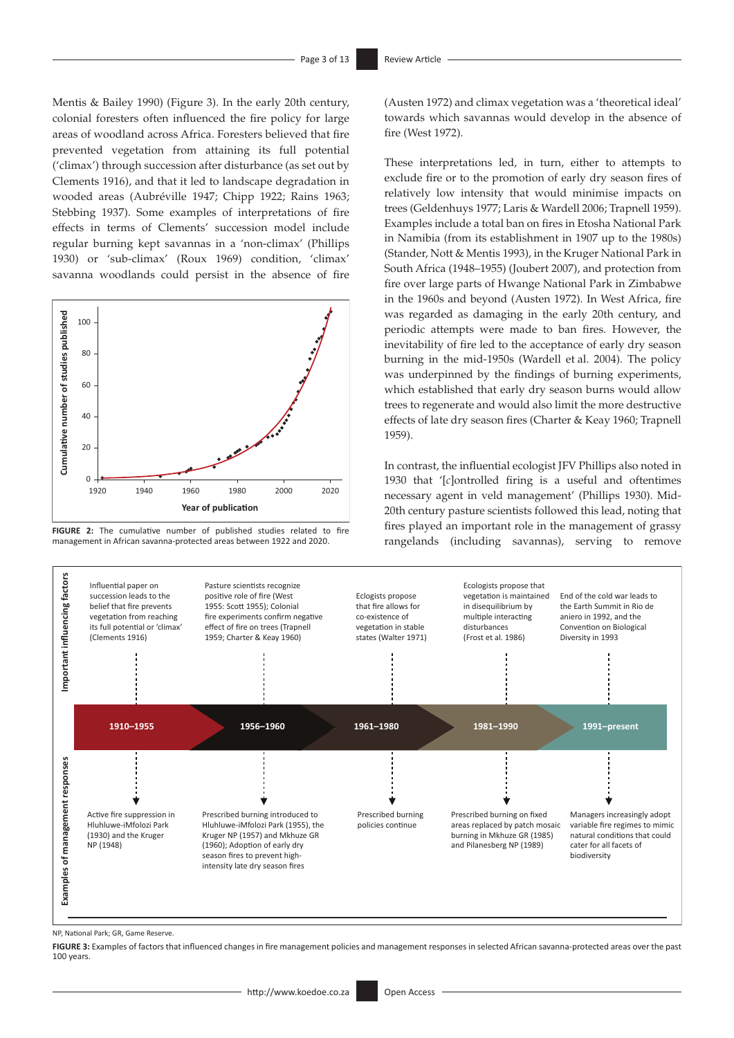Mentis & Bailey 1990) (Figure 3). In the early 20th century, colonial foresters often influenced the fire policy for large areas of woodland across Africa. Foresters believed that fire prevented vegetation from attaining its full potential ('climax') through succession after disturbance (as set out by Clements 1916), and that it led to landscape degradation in wooded areas (Aubréville 1947; Chipp 1922; Rains 1963; Stebbing 1937). Some examples of interpretations of fire effects in terms of Clements' succession model include regular burning kept savannas in a 'non-climax' (Phillips 1930) or 'sub-climax' (Roux 1969) condition, 'climax' savanna woodlands could persist in the absence of fire (Austen 1972) and climax vegetation was a 'theoretical ideal' towards which savannas would develop in the absence of fire (West 1972).

**FIGURE 2:** The cumulative number of published studies related to fire management in African savanna-protected areas between 1922 and 2020.

These interpretations led, in turn, either to attempts to exclude fire or to the promotion of early dry season fires of relatively low intensity that would minimise impacts on trees (Geldenhuys 1977; Laris & Wardell 2006; Trapnell 1959). Examples include a total ban on fires in Etosha National Park in Namibia (from its establishment in 1907 up to the 1980s) (Stander, Nott & Mentis 1993), in the Kruger National Park in South Africa (1948–1955) (Joubert 2007), and protection from fire over large parts of Hwange National Park in Zimbabwe in the 1960s and beyond (Austen 1972). In West Africa, fire was regarded as damaging in the early 20th century, and periodic attempts were made to ban fires. However, the inevitability of fire led to the acceptance of early dry season burning in the mid-1950s (Wardell et al. 2004). The policy was underpinned by the findings of burning experiments, which established that early dry season burns would allow trees to regenerate and would also limit the more destructive effects of late dry season fires (Charter & Keay 1960; Trapnell 1959).

In contrast, the influential ecologist JFV Phillips also noted in 1930 that '[*c*]ontrolled firing is a useful and oftentimes necessary agent in veld management' (Phillips 1930). Mid-20th century pasture scientists followed this lead, noting that fires played an important role in the management of grassy rangelands (including savannas), serving to remove

NP, National Park; GR, Game Reserve.

**FIGURE 3:** Examples of factors that influenced changes in fire management policies and management responses in selected African savanna-protected areas over the past 100 years.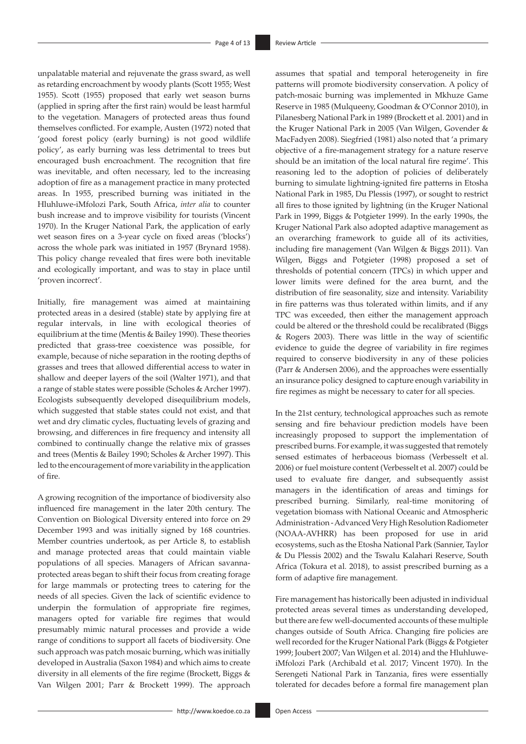unpalatable material and rejuvenate the grass sward, as well as retarding encroachment by woody plants (Scott 1955; West 1955). Scott (1955) proposed that early wet season burns (applied in spring after the first rain) would be least harmful to the vegetation. Managers of protected areas thus found themselves conflicted. For example, Austen (1972) noted that 'good forest policy (early burning) is not good wildlife policy', as early burning was less detrimental to trees but encouraged bush encroachment. The recognition that fire was inevitable, and often necessary, led to the increasing adoption of fire as a management practice in many protected areas. In 1955, prescribed burning was initiated in the Hluhluwe-iMfolozi Park, South Africa, *inter alia* to counter bush increase and to improve visibility for tourists (Vincent 1970). In the Kruger National Park, the application of early wet season fires on a 3-year cycle on fixed areas ('blocks') across the whole park was initiated in 1957 (Brynard 1958). This policy change revealed that fires were both inevitable and ecologically important, and was to stay in place until 'proven incorrect'.

Initially, fire management was aimed at maintaining protected areas in a desired (stable) state by applying fire at regular intervals, in line with ecological theories of equilibrium at the time (Mentis & Bailey 1990). These theories predicted that grass-tree coexistence was possible, for example, because of niche separation in the rooting depths of grasses and trees that allowed differential access to water in shallow and deeper layers of the soil (Walter 1971), and that a range of stable states were possible (Scholes & Archer 1997). Ecologists subsequently developed disequilibrium models, which suggested that stable states could not exist, and that wet and dry climatic cycles, fluctuating levels of grazing and browsing, and differences in fire frequency and intensity all combined to continually change the relative mix of grasses and trees (Mentis & Bailey 1990; Scholes & Archer 1997). This led to the encouragement of more variability in the application of fire.

A growing recognition of the importance of biodiversity also influenced fire management in the later 20th century. The Convention on Biological Diversity entered into force on 29 December 1993 and was initially signed by 168 countries. Member countries undertook, as per Article 8, to establish and manage protected areas that could maintain viable populations of all species. Managers of African savanna-protected areas began to shift their focus from creating forage for large mammals or protecting trees to catering for the needs of all species. Given the lack of scientific evidence to underpin the formulation of appropriate fire regimes, managers opted for variable fire regimes that would presumably mimic natural processes and provide a wide range of conditions to support all facets of biodiversity. One such approach was patch mosaic burning, which was initially developed in Australia (Saxon 1984) and which aims to create diversity in all elements of the fire regime (Brockett, Biggs & Van Wilgen 2001; Parr & Brockett 1999). The approach assumes that spatial and temporal heterogeneity in fire patterns will promote biodiversity conservation. A policy of patch-mosaic burning was implemented in Mkhuze Game Reserve in 1985 (Mulqueeny, Goodman & O'Connor 2010), in Pilanesberg National Park in 1989 (Brockett et al. 2001) and in the Kruger National Park in 2005 (Van Wilgen, Govender & MacFadyen 2008). Siegfried (1981) also noted that 'a primary objective of a fire-management strategy for a nature reserve should be an imitation of the local natural fire regime'. This reasoning led to the adoption of policies of deliberately burning to simulate lightning-ignited fire patterns in Etosha National Park in 1985, Du Plessis (1997), or sought to restrict all fires to those ignited by lightning (in the Kruger National Park in 1999, Biggs & Potgieter 1999). In the early 1990s, the Kruger National Park also adopted adaptive management as an overarching framework to guide all of its activities, including fire management (Van Wilgen & Biggs 2011). Van Wilgen, Biggs and Potgieter (1998) proposed a set of thresholds of potential concern (TPCs) in which upper and lower limits were defined for the area burnt, and the distribution of fire seasonality, size and intensity. Variability in fire patterns was thus tolerated within limits, and if any TPC was exceeded, then either the management approach could be altered or the threshold could be recalibrated (Biggs & Rogers 2003). There was little in the way of scientific evidence to guide the degree of variability in fire regimes required to conserve biodiversity in any of these policies (Parr & Andersen 2006), and the approaches were essentially an insurance policy designed to capture enough variability in fire regimes as might be necessary to cater for all species.

In the 21st century, technological approaches such as remote sensing and fire behaviour prediction models have been increasingly proposed to support the implementation of prescribed burns. For example, it was suggested that remotely sensed estimates of herbaceous biomass (Verbesselt et al. 2006) or fuel moisture content (Verbesselt et al. 2007) could be used to evaluate fire danger, and subsequently assist managers in the identification of areas and timings for prescribed burning. Similarly, real-time monitoring of vegetation biomass with National Oceanic and Atmospheric Administration - Advanced Very High Resolution Radiometer (NOAA-AVHRR) has been proposed for use in arid ecosystems, such as the Etosha National Park (Sannier, Taylor & Du Plessis 2002) and the Tswalu Kalahari Reserve, South Africa (Tokura et al. 2018), to assist prescribed burning as a form of adaptive fire management.

Fire management has historically been adjusted in individual protected areas several times as understanding developed, but there are few well-documented accounts of these multiple changes outside of South Africa. Changing fire policies are well recorded for the Kruger National Park (Biggs & Potgieter 1999; Joubert 2007; Van Wilgen et al. 2014) and the Hluhluwe-iMfolozi Park (Archibald et al. 2017; Vincent 1970). In the Serengeti National Park in Tanzania, fires were essentially tolerated for decades before a formal fire management plan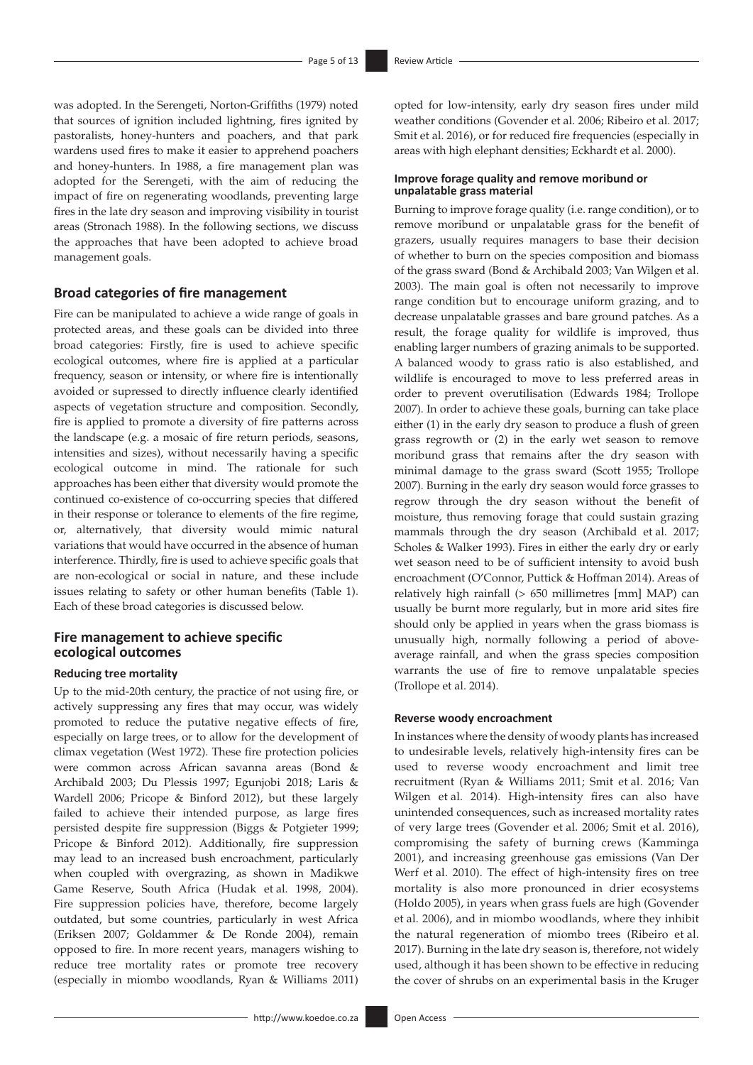was adopted. In the Serengeti, Norton-Griffiths (1979) noted that sources of ignition included lightning, fires ignited by pastoralists, honey-hunters and poachers, and that park wardens used fires to make it easier to apprehend poachers and honey-hunters. In 1988, a fire management plan was adopted for the Serengeti, with the aim of reducing the impact of fire on regenerating woodlands, preventing large fires in the late dry season and improving visibility in tourist areas (Stronach 1988). In the following sections, we discuss the approaches that have been adopted to achieve broad management goals.

## Broad categories of fire management

Fire can be manipulated to achieve a wide range of goals in protected areas, and these goals can be divided into three broad categories: Firstly, fire is used to achieve specific ecological outcomes, where fire is applied at a particular frequency, season or intensity, or where fire is intentionally avoided or supressed to directly influence clearly identified aspects of vegetation structure and composition. Secondly, fire is applied to promote a diversity of fire patterns across the landscape (e.g. a mosaic of fire return periods, seasons, intensities and sizes), without necessarily having a specific ecological outcome in mind. The rationale for such approaches has been either that diversity would promote the continued co-existence of co-occurring species that differed in their response or tolerance to elements of the fire regime, or, alternatively, that diversity would mimic natural variations that would have occurred in the absence of human interference. Thirdly, fire is used to achieve specific goals that are non-ecological or social in nature, and these include issues relating to safety or other human benefits (Table 1). Each of these broad categories is discussed below.

## Fire management to achieve specific ecological outcomes

### Reducing tree mortality

Up to the mid-20th century, the practice of not using fire, or actively suppressing any fires that may occur, was widely promoted to reduce the putative negative effects of fire, especially on large trees, or to allow for the development of climax vegetation (West 1972). These fire protection policies were common across African savanna areas (Bond & Archibald 2003; Du Plessis 1997; Egunjobi 2018; Laris & Wardell 2006; Pricope & Binford 2012), but these largely failed to achieve their intended purpose, as large fires persisted despite fire suppression (Biggs & Potgieter 1999; Pricope & Binford 2012). Additionally, fire suppression may lead to an increased bush encroachment, particularly when coupled with overgrazing, as shown in Madikwe Game Reserve, South Africa (Hudak et al. 1998, 2004). Fire suppression policies have, therefore, become largely outdated, but some countries, particularly in west Africa (Eriksen 2007; Goldammer & De Ronde 2004), remain opposed to fire. In more recent years, managers wishing to reduce tree mortality rates or promote tree recovery (especially in miombo woodlands, Ryan & Williams 2011) opted for low-intensity, early dry season fires under mild weather conditions (Govender et al. 2006; Ribeiro et al. 2017; Smit et al. 2016), or for reduced fire frequencies (especially in areas with high elephant densities; Eckhardt et al. 2000).

### Improve forage quality and remove moribund or unpalatable grass material

Burning to improve forage quality (i.e. range condition), or to remove moribund or unpalatable grass for the benefit of grazers, usually requires managers to base their decision of whether to burn on the species composition and biomass of the grass sward (Bond & Archibald 2003; Van Wilgen et al. 2003). The main goal is often not necessarily to improve range condition but to encourage uniform grazing, and to decrease unpalatable grasses and bare ground patches. As a result, the forage quality for wildlife is improved, thus enabling larger numbers of grazing animals to be supported. A balanced woody to grass ratio is also established, and wildlife is encouraged to move to less preferred areas in order to prevent overutilisation (Edwards 1984; Trollope 2007). In order to achieve these goals, burning can take place either (1) in the early dry season to produce a flush of green grass regrowth or (2) in the early wet season to remove moribund grass that remains after the dry season with minimal damage to the grass sward (Scott 1955; Trollope 2007). Burning in the early dry season would force grasses to regrow through the dry season without the benefit of moisture, thus removing forage that could sustain grazing mammals through the dry season (Archibald et al. 2017; Scholes & Walker 1993). Fires in either the early dry or early wet season need to be of sufficient intensity to avoid bush encroachment (O'Connor, Puttick & Hoffman 2014). Areas of relatively high rainfall (> 650 millimetres [mm] MAP) can usually be burnt more regularly, but in more arid sites fire should only be applied in years when the grass biomass is unusually high, normally following a period of above-average rainfall, and when the grass species composition warrants the use of fire to remove unpalatable species (Trollope et al. 2014).

### Reverse woody encroachment

In instances where the density of woody plants has increased to undesirable levels, relatively high-intensity fires can be used to reverse woody encroachment and limit tree recruitment (Ryan & Williams 2011; Smit et al. 2016; Van Wilgen et al. 2014). High-intensity fires can also have unintended consequences, such as increased mortality rates of very large trees (Govender et al. 2006; Smit et al. 2016), compromising the safety of burning crews (Kamminga 2001), and increasing greenhouse gas emissions (Van Der Werf et al. 2010). The effect of high-intensity fires on tree mortality is also more pronounced in drier ecosystems (Holdo 2005), in years when grass fuels are high (Govender et al. 2006), and in miombo woodlands, where they inhibit the natural regeneration of miombo trees (Ribeiro et al. 2017). Burning in the late dry season is, therefore, not widely used, although it has been shown to be effective in reducing the cover of shrubs on an experimental basis in the Kruger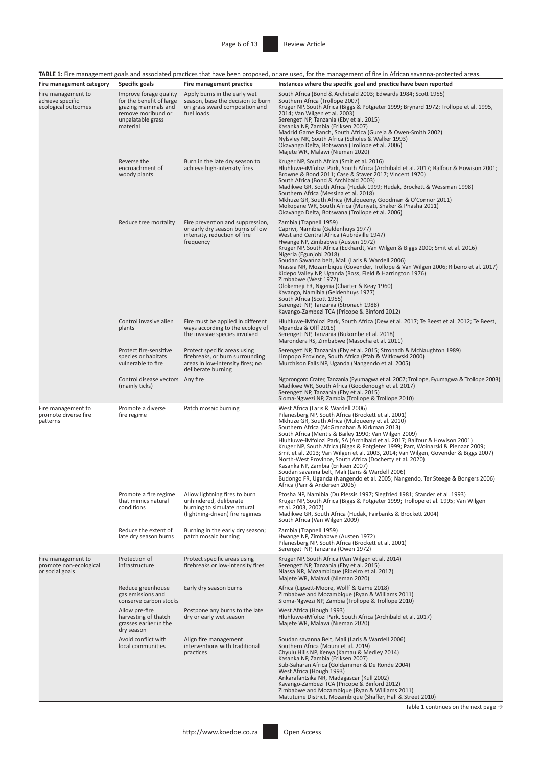**TABLE 1:** Fire management goals and associated practices that have been proposed, or are used, for the management of fire in African savanna-protected areas.

| Fire management category | Specific goals | Fire management practice | Instances where the specific goal and practice have been reported |
|---|---|---|---|
| Fire management to achieve specific ecological outcomes | Improve forage quality for the benefit of large grazing mammals and remove moribund or unpalatable grass material | Apply burns in the early wet season, base the decision to burn on grass sward composition and fuel loads | South Africa (Bond & Archibald 2003; Edwards 1984; Scott 1955)<br>Southern Africa (Trollope 2007)<br>Kruger NP, South Africa (Biggs & Potgieter 1999; Brynard 1972; Trollope et al. 1995, 2014; Van Wilgen et al. 2003)<br>Serengeti NP, Tanzania (Eby et al. 2015)<br>Kasanka NP, Zambia (Eriksen 2007)<br>Madrid Game Ranch, South Africa (Gureja & Owen-Smith 2002)<br>Nylsvley NR, South Africa (Scholes & Walker 1993)<br>Okavango Delta, Botswana (Trollope et al. 2006)<br>Majete WR, Malawi (Nieman 2020) |
| | Reverse the encroachment of woody plants | Burn in the late dry season to achieve high-intensity fires | Kruger NP, South Africa (Smit et al. 2016)<br>Hluhluwe-iMfolozi Park, South Africa (Archibald et al. 2017; Balfour & Howison 2001; Browne & Bond 2011; Case & Staver 2017; Vincent 1970)<br>South Africa (Bond & Archibald 2003)<br>Madikwe GR, South Africa (Hudak 1999; Hudak, Brockett & Wessman 1998)<br>Southern Africa (Messina et al. 2018)<br>Mkhuze GR, South Africa (Mulqueeny, Goodman & O'Connor 2011)<br>Mokopane WR, South Africa (Munyati, Shaker & Phasha 2011)<br>Okavango Delta, Botswana (Trollope et al. 2006) |
| | Reduce tree mortality | Fire prevention and suppression, or early dry season burns of low intensity, reduction of fire frequency | Zambia (Trapnell 1959)<br>Caprivi, Namibia (Geldenhuys 1977)<br>West and Central Africa (Aubréville 1947)<br>Hwange NP, Zimbabwe (Austen 1972)<br>Kruger NP, South Africa (Eckhardt, Van Wilgen & Biggs 2000; Smit et al. 2016)<br>Nigeria (Egunjobi 2018)<br>Soudan Savanna belt, Mali (Laris & Wardell 2006)<br>Niassia NR, Mozambique (Govender, Trollope & Van Wilgen 2006; Ribeiro et al. 2017)<br>Kidepo Valley NP, Uganda (Ross, Field & Harrington 1976)<br>Zimbabwe (West 1972)<br>Olokemeji FR, Nigeria (Charter & Keay 1960)<br>Kavango, Namibia (Geldenhuys 1977)<br>South Africa (Scott 1955)<br>Serengeti NP, Tanzania (Stronach 1988)<br>Kavango-Zambezi TCA (Pricope & Binford 2012) |
| | Control invasive alien plants | Fire must be applied in different ways according to the ecology of the invasive species involved | Hluhluwe-iMfolozi Park, South Africa (Dew et al. 2017; Te Beest et al. 2012; Te Beest, Mpandza & Olff 2015)<br>Serengeti NP, Tanzania (Bukombe et al. 2018)<br>Marondera RS, Zimbabwe (Masocha et al. 2011) |
| | Protect fire-sensitive species or habitats vulnerable to fire | Protect specific areas using firebreaks, or burn surrounding areas in low-intensity fires; no deliberate burning | Serengeti NP, Tanzania (Eby et al. 2015; Stronach & McNaughton 1989)<br>Limpopo Province, South Africa (Pfab & Witkowski 2000)<br>Murchison Falls NP, Uganda (Nangendo et al. 2005) |
| | Control disease vectors (mainly ticks) | Any fire | Ngorongoro Crater, Tanzania (Fyumagwa et al. 2007; Trollope, Fyumagwa & Trollope 2003)<br>Madikwe WR, South Africa (Goodenough et al. 2017)<br>Serengeti NP, Tanzania (Eby et al. 2015)<br>Sioma-Ngwezi NP, Zambia (Trollope & Trollope 2010) |
| Fire management to promote diverse fire patterns | Promote a diverse fire regime | Patch mosaic burning | West Africa (Laris & Wardell 2006)<br>Pilanesberg NP, South Africa (Brockett et al. 2001)<br>Mkhuze GR, South Africa (Mulqueeny et al. 2010)<br>Southern Africa (McGranahan & Kirkman 2013)<br>South Africa (Mentis & Bailey 1990; Van Wilgen 2009)<br>Hluhluwe-iMfolozi Park, SA (Archibald et al. 2017; Balfour & Howison 2001)<br>Kruger NP, South Africa (Biggs & Potgieter 1999; Parr, Woinarski & Pienaar 2009; Smit et al. 2013; Van Wilgen et al. 2003, 2014; Van Wilgen, Govender & Biggs 2007)<br>North-West Province, South Africa (Docherty et al. 2020)<br>Kasanka NP, Zambia (Eriksen 2007)<br>Soudan savanna belt, Mali (Laris & Wardell 2006)<br>Budongo FR, Uganda (Nangendo et al. 2005; Nangendo, Ter Steege & Bongers 2006)<br>Africa (Parr & Andersen 2006) |
| | Promote a fire regime that mimics natural conditions | Allow lightning fires to burn unhindered, deliberate burning to simulate natural (lightning-driven) fire regimes | Etosha NP, Namibia (Du Plessis 1997; Siegfried 1981; Stander et al. 1993)<br>Kruger NP, South Africa (Biggs & Potgieter 1999; Trollope et al. 1995; Van Wilgen et al. 2003, 2007)<br>Madikwe GR, South Africa (Hudak, Fairbanks & Brockett 2004)<br>South Africa (Van Wilgen 2009) |
| | Reduce the extent of late dry season burns | Burning in the early dry season; patch mosaic burning | Zambia (Trapnell 1959)<br>Hwange NP, Zimbabwe (Austen 1972)<br>Pilanesberg NP, South Africa (Brockett et al. 2001)<br>Serengeti NP, Tanzania (Owen 1972) |
| Fire management to promote non-ecological or social goals | Protection of infrastructure | Protect specific areas using firebreaks or low-intensity fires | Kruger NP, South Africa (Van Wilgen et al. 2014)<br>Serengeti NP, Tanzania (Eby et al. 2015)<br>Niassa NR, Mozambique (Ribeiro et al. 2017)<br>Majete WR, Malawi (Nieman 2020) |
| | Reduce greenhouse gas emissions and conserve carbon stocks | Early dry season burns | Africa (Lipsett-Moore, Wolff & Game 2018)<br>Zimbabwe and Mozambique (Ryan & Williams 2011)<br>Sioma-Ngwezi NP, Zambia (Trollope & Trollope 2010) |
| | Allow pre-fire harvesting of thatch grasses earlier in the dry season | Postpone any burns to the late dry or early wet season | West Africa (Hough 1993)<br>Hluhluwe-iMfolozi Park, South Africa (Archibald et al. 2017)<br>Majete WR, Malawi (Nieman 2020) |
| | Avoid conflict with local communities | Align fire management interventions with traditional practices | Soudan savanna Belt, Mali (Laris & Wardell 2006)<br>Southern Africa (Moura et al. 2019)<br>Chyulu Hills NP, Kenya (Kamau & Medley 2014)<br>Kasanka NP, Zambia (Eriksen 2007)<br>Sub-Saharan Africa (Goldammer & De Ronde 2004)<br>West Africa (Hough 1993)<br>Ankarafantsika NR, Madagascar (Kull 2002)<br>Kavango-Zambezi TCA (Pricope & Binford 2012)<br>Zimbabwe and Mozambique (Ryan & Williams 2011)<br>Matutuine District, Mozambique (Shaffer, Hall & Street 2010) |

Table 1 continues on the next page →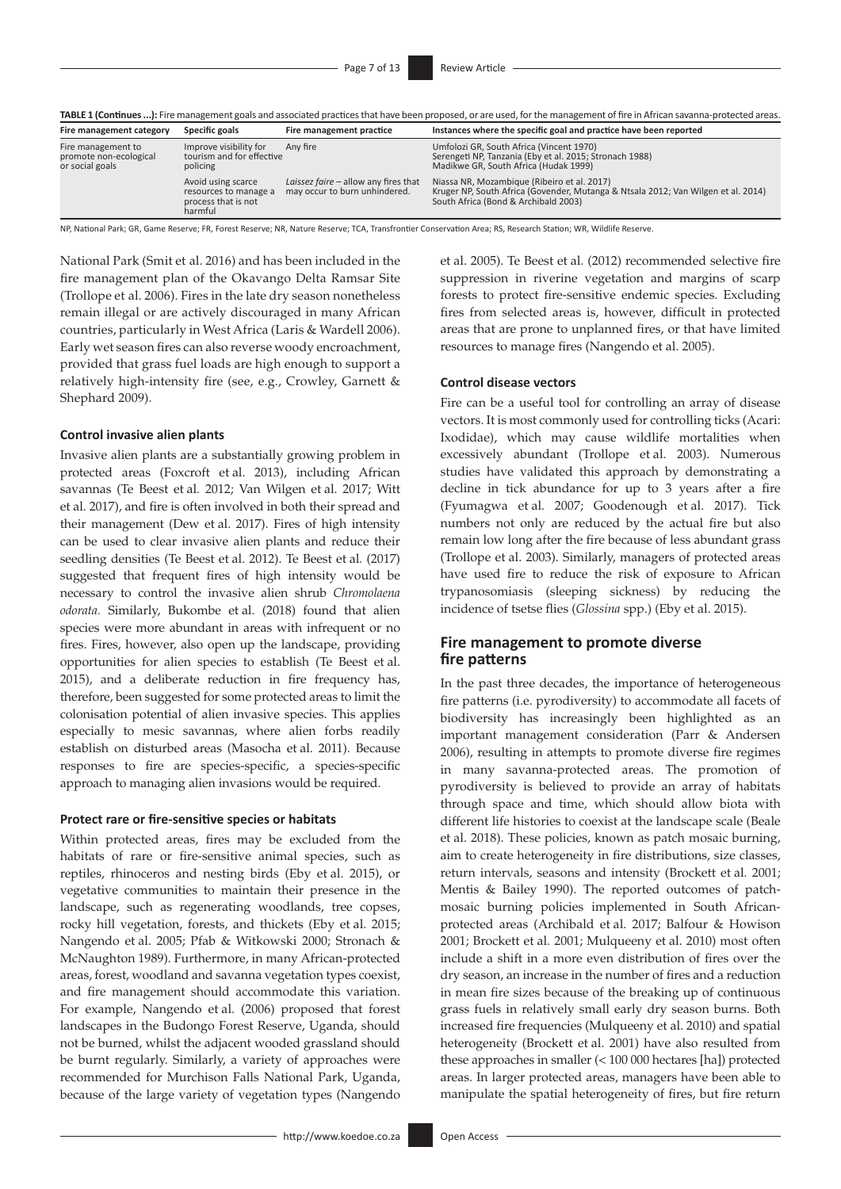**TABLE 1 (Continues ...):** Fire management goals and associated practices that have been proposed, or are used, for the management of fire in African savanna-protected areas.

| Fire management category | Specific goals | Fire management practice | Instances where the specific goal and practice have been reported |
|---|---|---|---|
| Fire management to promote non-ecological or social goals | Improve visibility for tourism and for effective policing | Any fire | Umfolozi GR, South Africa (Vincent 1970) Serengeti NP, Tanzania (Eby et al. 2015; Stronach 1988) Madikwe GR, South Africa (Hudak 1999) |
| | Avoid using scarce resources to manage a process that is not harmful | *Laissez faire* – allow any fires that may occur to burn unhindered. | Niassa NR, Mozambique (Ribeiro et al. 2017) Kruger NP, South Africa (Govender, Mutanga & Ntsala 2012; Van Wilgen et al. 2014) South Africa (Bond & Archibald 2003) |

NP, National Park; GR, Game Reserve; FR, Forest Reserve; NR, Nature Reserve; TCA, Transfrontier Conservation Area; RS, Research Station; WR, Wildlife Reserve.

National Park (Smit et al. 2016) and has been included in the fire management plan of the Okavango Delta Ramsar Site (Trollope et al. 2006). Fires in the late dry season nonetheless remain illegal or are actively discouraged in many African countries, particularly in West Africa (Laris & Wardell 2006). Early wet season fires can also reverse woody encroachment, provided that grass fuel loads are high enough to support a relatively high-intensity fire (see, e.g., Crowley, Garnett & Shephard 2009).

#### Control invasive alien plants

Invasive alien plants are a substantially growing problem in protected areas (Foxcroft et al. 2013), including African savannas (Te Beest et al. 2012; Van Wilgen et al. 2017; Witt et al. 2017), and fire is often involved in both their spread and their management (Dew et al. 2017). Fires of high intensity can be used to clear invasive alien plants and reduce their seedling densities (Te Beest et al. 2012). Te Beest et al. (2017) suggested that frequent fires of high intensity would be necessary to control the invasive alien shrub *Chromolaena odorata*. Similarly, Bukombe et al. (2018) found that alien species were more abundant in areas with infrequent or no fires. Fires, however, also open up the landscape, providing opportunities for alien species to establish (Te Beest et al. 2015), and a deliberate reduction in fire frequency has, therefore, been suggested for some protected areas to limit the colonisation potential of alien invasive species. This applies especially to mesic savannas, where alien forbs readily establish on disturbed areas (Masocha et al. 2011). Because responses to fire are species-specific, a species-specific approach to managing alien invasions would be required.

#### Protect rare or fire-sensitive species or habitats

Within protected areas, fires may be excluded from the habitats of rare or fire-sensitive animal species, such as reptiles, rhinoceros and nesting birds (Eby et al. 2015), or vegetative communities to maintain their presence in the landscape, such as regenerating woodlands, tree copses, rocky hill vegetation, forests, and thickets (Eby et al. 2015; Nangendo et al. 2005; Pfab & Witkowski 2000; Stronach & McNaughton 1989). Furthermore, in many African-protected areas, forest, woodland and savanna vegetation types coexist, and fire management should accommodate this variation. For example, Nangendo et al. (2006) proposed that forest landscapes in the Budongo Forest Reserve, Uganda, should not be burned, whilst the adjacent wooded grassland should be burnt regularly. Similarly, a variety of approaches were recommended for Murchison Falls National Park, Uganda, because of the large variety of vegetation types (Nangendo et al. 2005). Te Beest et al. (2012) recommended selective fire suppression in riverine vegetation and margins of scarp forests to protect fire-sensitive endemic species. Excluding fires from selected areas is, however, difficult in protected areas that are prone to unplanned fires, or that have limited resources to manage fires (Nangendo et al. 2005).

#### Control disease vectors

Fire can be a useful tool for controlling an array of disease vectors. It is most commonly used for controlling ticks (Acari: Ixodidae), which may cause wildlife mortalities when excessively abundant (Trollope et al. 2003). Numerous studies have validated this approach by demonstrating a decline in tick abundance for up to 3 years after a fire (Fyumagwa et al. 2007; Goodenough et al. 2017). Tick numbers not only are reduced by the actual fire but also remain low long after the fire because of less abundant grass (Trollope et al. 2003). Similarly, managers of protected areas have used fire to reduce the risk of exposure to African trypanosomiasis (sleeping sickness) by reducing the incidence of tsetse flies (*Glossina* spp.) (Eby et al. 2015).

### Fire management to promote diverse fire patterns

In the past three decades, the importance of heterogeneous fire patterns (i.e. pyrodiversity) to accommodate all facets of biodiversity has increasingly been highlighted as an important management consideration (Parr & Andersen 2006), resulting in attempts to promote diverse fire regimes in many savanna-protected areas. The promotion of pyrodiversity is believed to provide an array of habitats through space and time, which should allow biota with different life histories to coexist at the landscape scale (Beale et al. 2018). These policies, known as patch mosaic burning, aim to create heterogeneity in fire distributions, size classes, return intervals, seasons and intensity (Brockett et al. 2001; Mentis & Bailey 1990). The reported outcomes of patch-mosaic burning policies implemented in South African-protected areas (Archibald et al. 2017; Balfour & Howison 2001; Brockett et al. 2001; Mulqueeny et al. 2010) most often include a shift in a more even distribution of fires over the dry season, an increase in the number of fires and a reduction in mean fire sizes because of the breaking up of continuous grass fuels in relatively small early dry season burns. Both increased fire frequencies (Mulqueeny et al. 2010) and spatial heterogeneity (Brockett et al. 2001) have also resulted from these approaches in smaller (< 100 000 hectares [ha]) protected areas. In larger protected areas, managers have been able to manipulate the spatial heterogeneity of fires, but fire return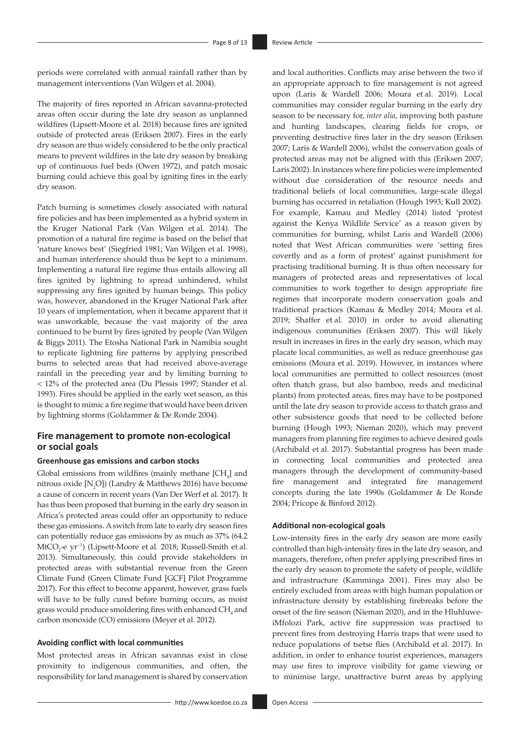periods were correlated with annual rainfall rather than by management interventions (Van Wilgen et al. 2004).

The majority of fires reported in African savanna-protected areas often occur during the late dry season as unplanned wildfires (Lipsett-Moore et al. 2018) because fires are ignited outside of protected areas (Eriksen 2007). Fires in the early dry season are thus widely considered to be the only practical means to prevent wildfires in the late dry season by breaking up of continuous fuel beds (Owen 1972), and patch mosaic burning could achieve this goal by igniting fires in the early dry season.

Patch burning is sometimes closely associated with natural fire policies and has been implemented as a hybrid system in the Kruger National Park (Van Wilgen et al. 2014). The promotion of a natural fire regime is based on the belief that 'nature knows best' (Siegfried 1981; Van Wilgen et al. 1998), and human interference should thus be kept to a minimum. Implementing a natural fire regime thus entails allowing all fires ignited by lightning to spread unhindered, whilst suppressing any fires ignited by human beings. This policy was, however, abandoned in the Kruger National Park after 10 years of implementation, when it became apparent that it was unworkable, because the vast majority of the area continued to be burnt by fires ignited by people (Van Wilgen & Biggs 2011). The Etosha National Park in Namibia sought to replicate lightning fire patterns by applying prescribed burns to selected areas that had received above-average rainfall in the preceding year and by limiting burning to < 12% of the protected area (Du Plessis 1997; Stander et al. 1993). Fires should be applied in the early wet season, as this is thought to mimic a fire regime that would have been driven by lightning storms (Goldammer & De Ronde 2004).

## Fire management to promote non-ecological or social goals

### Greenhouse gas emissions and carbon stocks

Global emissions from wildfires (mainly methane [$CH_4$] and nitrous oxide [$N_2O$]) (Landry & Matthews 2016) have become a cause of concern in recent years (Van Der Werf et al. 2017). It has thus been proposed that burning in the early dry season in Africa's protected areas could offer an opportunity to reduce these gas emissions. A switch from late to early dry season fires can potentially reduce gas emissions by as much as 37% (64.2 $MtCO_2$-e $yr^{-1}$) (Lipsett-Moore et al. 2018; Russell-Smith et al. 2013). Simultaneously, this could provide stakeholders in protected areas with substantial revenue from the Green Climate Fund (Green Climate Fund [GCF] Pilot Programme 2017). For this effect to become apparent, however, grass fuels will have to be fully cured before burning occurs, as moist grass would produce smoldering fires with enhanced $CH_4$ and carbon monoxide (CO) emissions (Meyer et al. 2012).

### Avoiding conflict with local communities

Most protected areas in African savannas exist in close proximity to indigenous communities, and often, the responsibility for land management is shared by conservation and local authorities. Conflicts may arise between the two if an appropriate approach to fire management is not agreed upon (Laris & Wardell 2006; Moura et al. 2019). Local communities may consider regular burning in the early dry season to be necessary for, *inter alia*, improving both pasture and hunting landscapes, clearing fields for crops, or preventing destructive fires later in the dry season (Eriksen 2007; Laris & Wardell 2006), whilst the conservation goals of protected areas may not be aligned with this (Eriksen 2007; Laris 2002). In instances where fire policies were implemented without due consideration of the resource needs and traditional beliefs of local communities, large-scale illegal burning has occurred in retaliation (Hough 1993; Kull 2002). For example, Kamau and Medley (2014) listed 'protest against the Kenya Wildlife Service' as a reason given by communities for burning, whilst Laris and Wardell (2006) noted that West African communities were 'setting fires covertly and as a form of protest' against punishment for practising traditional burning. It is thus often necessary for managers of protected areas and representatives of local communities to work together to design appropriate fire regimes that incorporate modern conservation goals and traditional practices (Kamau & Medley 2014; Moura et al. 2019; Shaffer et al. 2010) in order to avoid alienating indigenous communities (Eriksen 2007). This will likely result in increases in fires in the early dry season, which may placate local communities, as well as reduce greenhouse gas emissions (Moura et al. 2019). However, in instances where local communities are permitted to collect resources (most often thatch grass, but also bamboo, reeds and medicinal plants) from protected areas, fires may have to be postponed until the late dry season to provide access to thatch grass and other subsistence goods that need to be collected before burning (Hough 1993; Nieman 2020), which may prevent managers from planning fire regimes to achieve desired goals (Archibald et al. 2017). Substantial progress has been made in connecting local communities and protected area managers through the development of community-based fire management and integrated fire management concepts during the late 1990s (Goldammer & De Ronde 2004; Pricope & Binford 2012).

### Additional non-ecological goals

Low-intensity fires in the early dry season are more easily controlled than high-intensity fires in the late dry season, and managers, therefore, often prefer applying prescribed fires in the early dry season to promote the safety of people, wildlife and infrastructure (Kamminga 2001). Fires may also be entirely excluded from areas with high human population or infrastructure density by establishing firebreaks before the onset of the fire season (Nieman 2020), and in the Hluhluwe-iMfolozi Park, active fire suppression was practised to prevent fires from destroying Harris traps that were used to reduce populations of tsetse flies (Archibald et al. 2017). In addition, in order to enhance tourist experiences, managers may use fires to improve visibility for game viewing or to minimise large, unattractive burnt areas by applying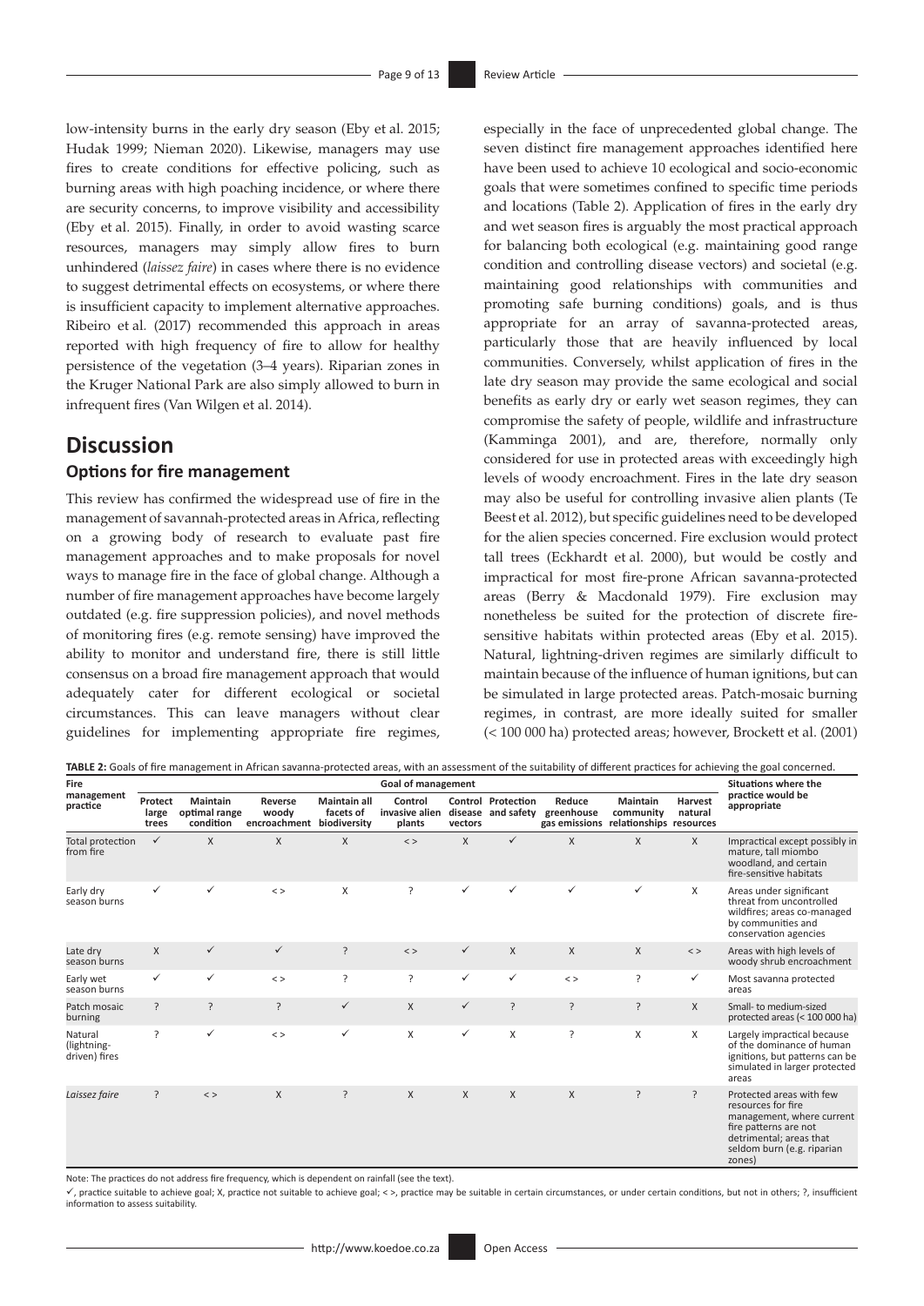low-intensity burns in the early dry season (Eby et al. 2015; Hudak 1999; Nieman 2020). Likewise, managers may use fires to create conditions for effective policing, such as burning areas with high poaching incidence, or where there are security concerns, to improve visibility and accessibility (Eby et al. 2015). Finally, in order to avoid wasting scarce resources, managers may simply allow fires to burn unhindered (*laissez faire*) in cases where there is no evidence to suggest detrimental effects on ecosystems, or where there is insufficient capacity to implement alternative approaches. Ribeiro et al. (2017) recommended this approach in areas reported with high frequency of fire to allow for healthy persistence of the vegetation (3–4 years). Riparian zones in the Kruger National Park are also simply allowed to burn in infrequent fires (Van Wilgen et al. 2014).

# Discussion

## Options for fire management

This review has confirmed the widespread use of fire in the management of savannah-protected areas in Africa, reflecting on a growing body of research to evaluate past fire management approaches and to make proposals for novel ways to manage fire in the face of global change. Although a number of fire management approaches have become largely outdated (e.g. fire suppression policies), and novel methods of monitoring fires (e.g. remote sensing) have improved the ability to monitor and understand fire, there is still little consensus on a broad fire management approach that would adequately cater for different ecological or societal circumstances. This can leave managers without clear guidelines for implementing appropriate fire regimes, especially in the face of unprecedented global change. The seven distinct fire management approaches identified here have been used to achieve 10 ecological and socio-economic goals that were sometimes confined to specific time periods and locations (Table 2). Application of fires in the early dry and wet season fires is arguably the most practical approach for balancing both ecological (e.g. maintaining good range condition and controlling disease vectors) and societal (e.g. maintaining good relationships with communities and promoting safe burning conditions) goals, and is thus appropriate for an array of savanna-protected areas, particularly those that are heavily influenced by local communities. Conversely, whilst application of fires in the late dry season may provide the same ecological and social benefits as early dry or early wet season regimes, they can compromise the safety of people, wildlife and infrastructure (Kamminga 2001), and are, therefore, normally only considered for use in protected areas with exceedingly high levels of woody encroachment. Fires in the late dry season may also be useful for controlling invasive alien plants (Te Beest et al. 2012), but specific guidelines need to be developed for the alien species concerned. Fire exclusion would protect tall trees (Eckhardt et al. 2000), but would be costly and impractical for most fire-prone African savanna-protected areas (Berry & Macdonald 1979). Fire exclusion may nonetheless be suited for the protection of discrete fire-sensitive habitats within protected areas (Eby et al. 2015). Natural, lightning-driven regimes are similarly difficult to maintain because of the influence of human ignitions, but can be simulated in large protected areas. Patch-mosaic burning regimes, in contrast, are more ideally suited for smaller (< 100 000 ha) protected areas; however, Brockett et al. (2001)

**TABLE 2:** Goals of fire management in African savanna-protected areas, with an assessment of the suitability of different practices for achieving the goal concerned.

| Fire management practice | Goal of management | | | | | | | | | | Situations where the practice would be appropriate |
|---|---|---|---|---|---|---|---|---|---|---|---|
| | Protect large trees | Maintain optimal range condition | Reverse woody encroachment | Maintain all facets of biodiversity | Control invasive alien plants | Control disease vectors | Protection and safety | Reduce greenhouse gas emissions | Maintain community relationships | Harvest natural resources | |
| Total protection from fire | ✓ | X | X | X | < > | X | ✓ | X | X | X | Impractical except possibly in mature, tall miombo woodland, and certain fire-sensitive habitats |
| Early dry season burns | ✓ | ✓ | < > | X | ? | ✓ | ✓ | ✓ | ✓ | X | Areas under significant threat from uncontrolled wildfires; areas co-managed by communities and conservation agencies |
| Late dry season burns | X | ✓ | ✓ | ? | < > | ✓ | X | X | X | < > | Areas with high levels of woody shrub encroachment |
| Early wet season burns | ✓ | ✓ | < > | ? | ? | ✓ | ✓ | < > | ? | ✓ | Most savanna protected areas |
| Patch mosaic burning | ? | ? | ? | ✓ | X | ✓ | ? | ? | ? | X | Small- to medium-sized protected areas (< 100 000 ha) |
| Natural (lightning-driven) fires | ? | ✓ | < > | ✓ | X | ✓ | X | ? | X | X | Largely impractical because of the dominance of human ignitions, but patterns can be simulated in larger protected areas |
| *Laissez faire* | ? | < > | X | ? | X | X | X | X | ? | ? | Protected areas with few resources for fire management, where current fire patterns are not detrimental; areas that seldom burn (e.g. riparian zones) |

Note: The practices do not address fire frequency, which is dependent on rainfall (see the text).

✓, practice suitable to achieve goal; X, practice not suitable to achieve goal; < >, practice may be suitable in certain circumstances, or under certain conditions, but not in others; ?, insufficient information to assess suitability.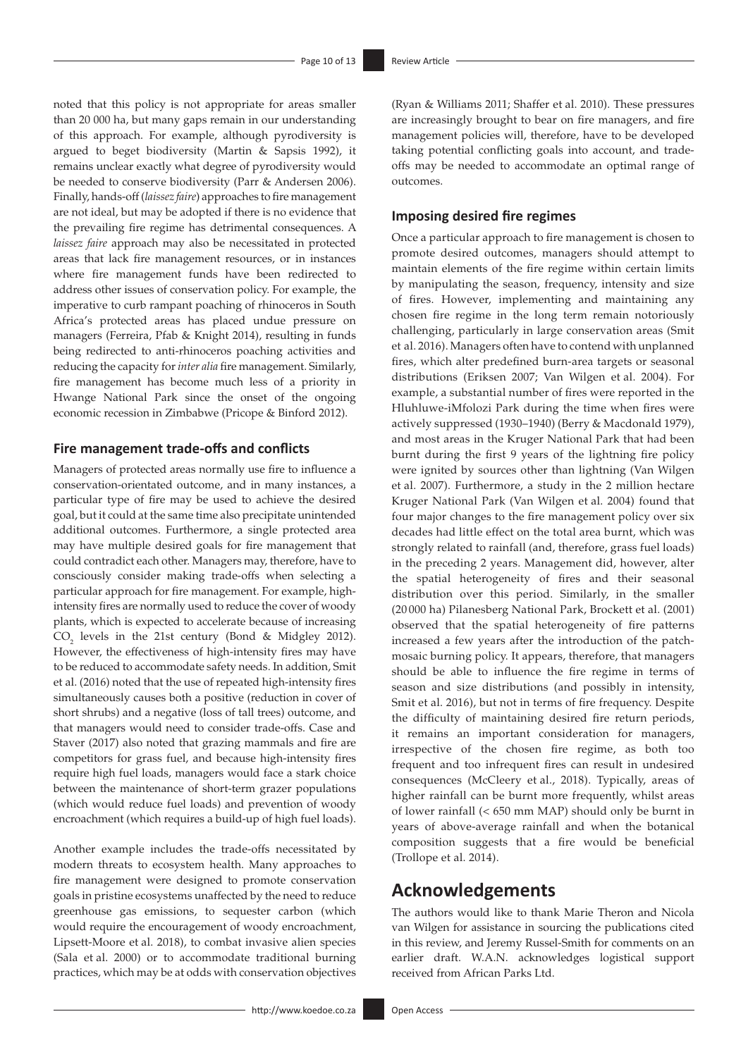noted that this policy is not appropriate for areas smaller than 20 000 ha, but many gaps remain in our understanding of this approach. For example, although pyrodiversity is argued to beget biodiversity (Martin & Sapsis 1992), it remains unclear exactly what degree of pyrodiversity would be needed to conserve biodiversity (Parr & Andersen 2006). Finally, hands-off (*laissez faire*) approaches to fire management are not ideal, but may be adopted if there is no evidence that the prevailing fire regime has detrimental consequences. A *laissez faire* approach may also be necessitated in protected areas that lack fire management resources, or in instances where fire management funds have been redirected to address other issues of conservation policy. For example, the imperative to curb rampant poaching of rhinoceros in South Africa's protected areas has placed undue pressure on managers (Ferreira, Pfab & Knight 2014), resulting in funds being redirected to anti-rhinoceros poaching activities and reducing the capacity for *inter alia* fire management. Similarly, fire management has become much less of a priority in Hwange National Park since the onset of the ongoing economic recession in Zimbabwe (Pricope & Binford 2012).

### Fire management trade-offs and conflicts

Managers of protected areas normally use fire to influence a conservation-orientated outcome, and in many instances, a particular type of fire may be used to achieve the desired goal, but it could at the same time also precipitate unintended additional outcomes. Furthermore, a single protected area may have multiple desired goals for fire management that could contradict each other. Managers may, therefore, have to consciously consider making trade-offs when selecting a particular approach for fire management. For example, high-intensity fires are normally used to reduce the cover of woody plants, which is expected to accelerate because of increasing $CO_2$ levels in the 21st century (Bond & Midgley 2012). However, the effectiveness of high-intensity fires may have to be reduced to accommodate safety needs. In addition, Smit et al. (2016) noted that the use of repeated high-intensity fires simultaneously causes both a positive (reduction in cover of short shrubs) and a negative (loss of tall trees) outcome, and that managers would need to consider trade-offs. Case and Staver (2017) also noted that grazing mammals and fire are competitors for grass fuel, and because high-intensity fires require high fuel loads, managers would face a stark choice between the maintenance of short-term grazer populations (which would reduce fuel loads) and prevention of woody encroachment (which requires a build-up of high fuel loads).

Another example includes the trade-offs necessitated by modern threats to ecosystem health. Many approaches to fire management were designed to promote conservation goals in pristine ecosystems unaffected by the need to reduce greenhouse gas emissions, to sequester carbon (which would require the encouragement of woody encroachment, Lipsett-Moore et al. 2018), to combat invasive alien species (Sala et al. 2000) or to accommodate traditional burning practices, which may be at odds with conservation objectives (Ryan & Williams 2011; Shaffer et al. 2010). These pressures are increasingly brought to bear on fire managers, and fire management policies will, therefore, have to be developed taking potential conflicting goals into account, and trade-offs may be needed to accommodate an optimal range of outcomes.

### Imposing desired fire regimes

Once a particular approach to fire management is chosen to promote desired outcomes, managers should attempt to maintain elements of the fire regime within certain limits by manipulating the season, frequency, intensity and size of fires. However, implementing and maintaining any chosen fire regime in the long term remain notoriously challenging, particularly in large conservation areas (Smit et al. 2016). Managers often have to contend with unplanned fires, which alter predefined burn-area targets or seasonal distributions (Eriksen 2007; Van Wilgen et al. 2004). For example, a substantial number of fires were reported in the Hluhluwe-iMfolozi Park during the time when fires were actively suppressed (1930–1940) (Berry & Macdonald 1979), and most areas in the Kruger National Park that had been burnt during the first 9 years of the lightning fire policy were ignited by sources other than lightning (Van Wilgen et al. 2007). Furthermore, a study in the 2 million hectare Kruger National Park (Van Wilgen et al. 2004) found that four major changes to the fire management policy over six decades had little effect on the total area burnt, which was strongly related to rainfall (and, therefore, grass fuel loads) in the preceding 2 years. Management did, however, alter the spatial heterogeneity of fires and their seasonal distribution over this period. Similarly, in the smaller (20 000 ha) Pilanesberg National Park, Brockett et al. (2001) observed that the spatial heterogeneity of fire patterns increased a few years after the introduction of the patch-mosaic burning policy. It appears, therefore, that managers should be able to influence the fire regime in terms of season and size distributions (and possibly in intensity, Smit et al. 2016), but not in terms of fire frequency. Despite the difficulty of maintaining desired fire return periods, it remains an important consideration for managers, irrespective of the chosen fire regime, as both too frequent and too infrequent fires can result in undesired consequences (McCleery et al., 2018). Typically, areas of higher rainfall can be burnt more frequently, whilst areas of lower rainfall (< 650 mm MAP) should only be burnt in years of above-average rainfall and when the botanical composition suggests that a fire would be beneficial (Trollope et al. 2014).

## Acknowledgements

The authors would like to thank Marie Theron and Nicola van Wilgen for assistance in sourcing the publications cited in this review, and Jeremy Russel-Smith for comments on an earlier draft. W.A.N. acknowledges logistical support received from African Parks Ltd.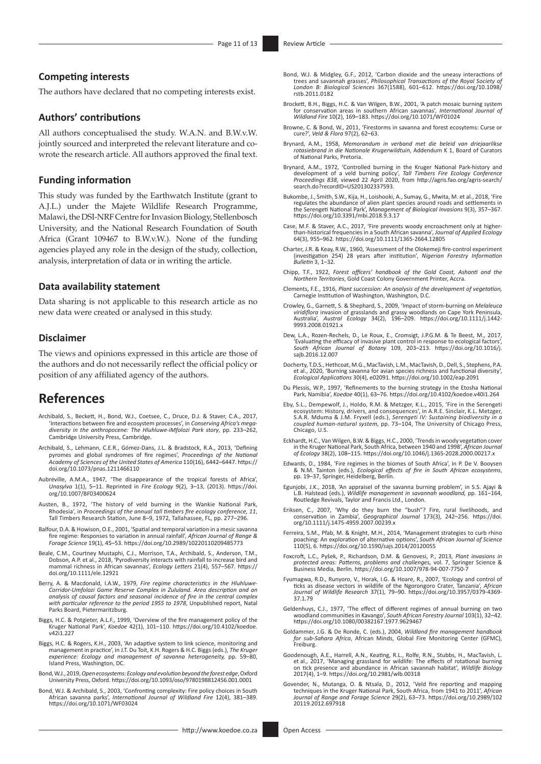## Competing interests

The authors have declared that no competing interests exist.

## Authors' contributions

All authors conceptualised the study. W.A.N. and B.W.v.W. jointly sourced and interpreted the relevant literature and co-wrote the research article. All authors approved the final text.

## Funding information

This study was funded by the Earthwatch Institute (grant to A.J.L.) under the Majete Wildlife Research Programme, Malawi, the DSI-NRF Centre for Invasion Biology, Stellenbosch University, and the National Research Foundation of South Africa (Grant 109467 to B.W.v.W.). None of the funding agencies played any role in the design of the study, collection, analysis, interpretation of data or in writing the article.

## Data availability statement

Data sharing is not applicable to this research article as no new data were created or analysed in this study.

## Disclaimer

The views and opinions expressed in this article are those of the authors and do not necessarily reflect the official policy or position of any affiliated agency of the authors.

# References

Archibald, S., Beckett, H., Bond, W.J., Coetsee, C., Druce, D.J. & Staver, C.A., 2017, 'Interactions between fire and ecosystem processes', in *Conserving Africa's mega-diversity in the anthropocene: The Hluhluwe-iMfolozi Park story*, pp. 233–262, Cambridge University Press, Cambridge.

Archibald, S., Lehmann, C.E.R., Gómez-Dans, J.L. & Bradstock, R.A., 2013, 'Defining pyromes and global syndromes of fire regimes', *Proceedings of the National Academy of Sciences of the United States of America* 110(16), 6442–6447. https://doi.org/10.1073/pnas.1211466110

Aubréville, A.M.A., 1947, 'The disappearance of the tropical forests of Africa', *Unasylva* 1(1), 5–11. Reprinted in *Fire Ecology* 9(2), 3–13, (2013). https://doi.org/10.1007/BF03400624

Austen, B., 1972, 'The history of veld burning in the Wankie National Park, Rhodesia', in *Proceedings of the annual tall timbers fire ecology conference, 11*, Tall Timbers Research Station, June 8–9, 1972, Tallahassee, FL, pp. 277–296.

Balfour, D.A. & Howison, O.E., 2001, 'Spatial and temporal variation in a mesic savanna fire regime: Responses to variation in annual rainfall', *African Journal of Range & Forage Science* 19(1), 45–53. https://doi.org/10.2989/10220110209485773

Beale, C.M., Courtney Mustaphi, C.J., Morrison, T.A., Archibald, S., Anderson, T.M., Dobson, A.P. et al., 2018, 'Pyrodiversity interacts with rainfall to increase bird and mammal richness in African savannas', *Ecology Letters* 21(4), 557–567. https://doi.org/10.1111/ele.12921

Berry, A. & Macdonald, I.A.W., 1979, *Fire regime characteristics in the Hluhluwe-Corridor-Umfolozi Game Reserve Complex in Zululand. Area description and an analysis of causal factors and seasonal incidence of fire in the central complex with particular reference to the period 1955 to 1978*, Unpublished report, Natal Parks Board, Pietermaritzburg.

Biggs, H.C. & Potgieter, A.L.F., 1999, 'Overview of the fire management policy of the Kruger National Park', *Koedoe* 42(1), 101–110. https://doi.org/10.4102/koedoe.v42i1.227

Biggs, H.C. & Rogers, K.H., 2003, 'An adaptive system to link science, monitoring and management in practice', in J.T. Du Toit, K.H. Rogers & H.C. Biggs (eds.), *The Kruger experience: Ecology and management of savanna heterogeneity*, pp. 59–80, Island Press, Washington, DC.

Bond, W.J., 2019, *Open ecosystems: Ecology and evolution beyond the forest edge*, Oxford University Press, Oxford. https://doi.org/10.1093/oso/9780198812456.001.0001

Bond, W.J. & Archibald, S., 2003, 'Confronting complexity: Fire policy choices in South African savanna parks', *International Journal of Wildland Fire* 12(4), 381–389. https://doi.org/10.1071/WF03024

Bond, W.J. & Midgley, G.F., 2012, 'Carbon dioxide and the uneasy interactions of trees and savannah grasses', *Philosophical Transactions of the Royal Society of London B: Biological Sciences* 367(1588), 601–612. https://doi.org/10.1098/rstb.2011.0182

Brockett, B.H., Biggs, H.C. & Van Wilgen, B.W., 2001, 'A patch mosaic burning system for conservation areas in southern African savannas', *International Journal of Wildland Fire* 10(2), 169–183. https://doi.org/10.1071/WF01024

Browne, C. & Bond, W., 2011, 'Firestorms in savanna and forest ecosytems: Curse or cure?', *Veld & Flora* 97(2), 62–63.

Brynard, A.M., 1958, *Memorandum in verband met die beleid van driejaarlikse rotasiebrand in die Nationale Krugerwildtuin*, Addendum K 1, Board of Curators of National Parks, Pretoria.

Brynard, A.M., 1972, 'Controlled burning in the Kruger National Park-history and development of a veld burning policy', *Tall Timbers Fire Ecology Conference Proceedings 838*, viewed 22 April 2020, from http://agris.fao.org/agris-search/search.do?recordID=US201302337593.

Bukombe, J., Smith, S.W., Kija, H., Loishooki, A., Sumay, G., Mwita, M. et al., 2018, 'Fire regulates the abundance of alien plant species around roads and settlements in the Serengeti National Park', *Management of Biological Invasions* 9(3), 357–367. https://doi.org/10.3391/mbi.2018.9.3.17

Case, M.F. & Staver, A.C., 2017, 'Fire prevents woody encroachment only at higher-than-historical frequencies in a South African savanna', *Journal of Applied Ecology* 64(3), 955–962. https://doi.org/10.1111/1365-2664.12805

Charter, J.R. & Keay, R.W., 1960, 'Assessment of the Olokemeji fire-control experiment (investigation 254) 28 years after institution', *Nigerian Forestry Information Bulletin* 3, 1–32.

Chipp, T.F., 1922, *Forest officers' handbook of the Gold Coast, Ashanti and the Northern Territories*, Gold Coast Colony Government Printer, Accra.

Clements, F.E., 1916, *Plant succession: An analysis of the development of vegetation,* Carnegie Institution of Washington, Washington, D.C.

Crowley, G., Garnett, S. & Shephard, S., 2009, 'Impact of storm-burning on *Melaleuca viridiflora* invasion of grasslands and grassy woodlands on Cape York Peninsula, Australia', *Austral Ecology* 34(2), 196–209. https://doi.org/10.1111/j.1442-9993.2008.01921.x

Dew, L.A., Rozen-Rechels, D., Le Roux, E., Cromsigt, J.P.G.M. & Te Beest, M., 2017, 'Evaluating the efficacy of invasive plant control in response to ecological factors', *South African Journal of Botany* 109, 203–213. https://doi.org/10.1016/j.sajb.2016.12.007

Docherty, T.D.S., Hethcoat, M.G., MacTavish, L.M., MacTavish, D., Dell, S., Stephens, P.A. et al., 2020, 'Burning savanna for avian species richness and functional diversity', *Ecological Applications* 30(4), e02091. https://doi.org/10.1002/eap.2091

Du Plessis, W.P., 1997, 'Refinements to the burning strategy in the Etosha National Park, Namibia', *Koedoe* 40(1), 63–76. https://doi.org/10.4102/koedoe.v40i1.264

Eby, S.L., Dempewolf, J., Holdo, R.M. & Metzger, K.L., 2015, 'Fire in the Serengeti ecosystem: History, drivers, and consequences', in A.R.E. Sinclair, K.L. Metzger, S.A.R. Mduma & J.M. Fryxell (eds.), *Serengeti IV: Sustaining biodiversity in a coupled human-natural system,* pp. 73–104, The University of Chicago Press, Chicago, U.S.

Eckhardt, H.C., Van Wilgen, B.W. & Biggs, H.C., 2000, 'Trends in woody vegetation cover in the Kruger National Park, South Africa, between 1940 and 1998', *African Journal of Ecology* 38(2), 108–115. https://doi.org/10.1046/j.1365-2028.2000.00217.x

Edwards, D., 1984, 'Fire regimes in the biomes of South Africa', in P. De V. Booysen & N.M. Tainton (eds.), *Ecological effects of fire in South African ecosystems*, pp. 19–37, Springer, Heidelberg, Berlin.

Egunjobi, J.K., 2018, 'An appraisel of the savanna burning problem', in S.S. Ajayi & L.B. Halstead (eds.), *Wildlife management in savannah woodland,* pp. 161–164, Routledge Revivals, Taylor and Francis Ltd., London.

Eriksen, C., 2007, 'Why do they burn the "bush"? Fire, rural livelihoods, and conservation in Zambia', *Geographical Journal* 173(3), 242–256. https://doi.org/10.1111/j.1475-4959.2007.00239.x

Ferreira, S.M., Pfab, M. & Knight, M.H., 2014, 'Management strategies to curb rhino poaching: An exploration of alternative options', *South African Journal of Science* 110(5), 6. https://doi.org/10.1590/sajs.2014/20120055

Foxcroft, L.C., Pyšek, P., Richardson, D.M. & Genovesi, P., 2013, *Plant invasions in protected areas: Patterns, problems and challenges,* vol. 7, Springer Science & Business Media, Berlin. https://doi.org/10.1007/978-94-007-7750-7

Fyumagwa, R.D., Runyoro, V., Horak, I.G. & Hoare, R., 2007, 'Ecology and control of ticks as disease vectors in wildlife of the Ngorongoro Crater, Tanzania', *African Journal of Wildlife Research* 37(1), 79–90. https://doi.org/10.3957/0379-4369-37.1.79

Geldenhuys, C.J., 1977, 'The effect of different regimes of annual burning on two woodland communities in Kavango', *South African Forestry Journal* 103(1), 32–42. https://doi.org/10.1080/00382167.1977.9629467

Goldammer, J.G. & De Ronde, C. (eds.), 2004, *Wildland fire management handbook for sub-Sahara Africa*, African Minds, Global Fire Monitoring Center (GFMC), Freiburg.

Goodenough, A.E., Harrell, A.N., Keating, R.L., Rolfe, R.N., Stubbs, H., MacTavish, L. et al., 2017, 'Managing grassland for wildlife: The effects of rotational burning on tick presence and abundance in African savannah habitat', *Wildlife Biology* 2017(4), 1–9. https://doi.org/10.2981/wlb.00318

Govender, N., Mutanga, O. & Ntsala, D., 2012, 'Veld fire reporting and mapping techniques in the Kruger National Park, South Africa, from 1941 to 2011', *African Journal of Range and Forage Science* 29(2), 63–73. https://doi.org/10.2989/10220119.2012.697918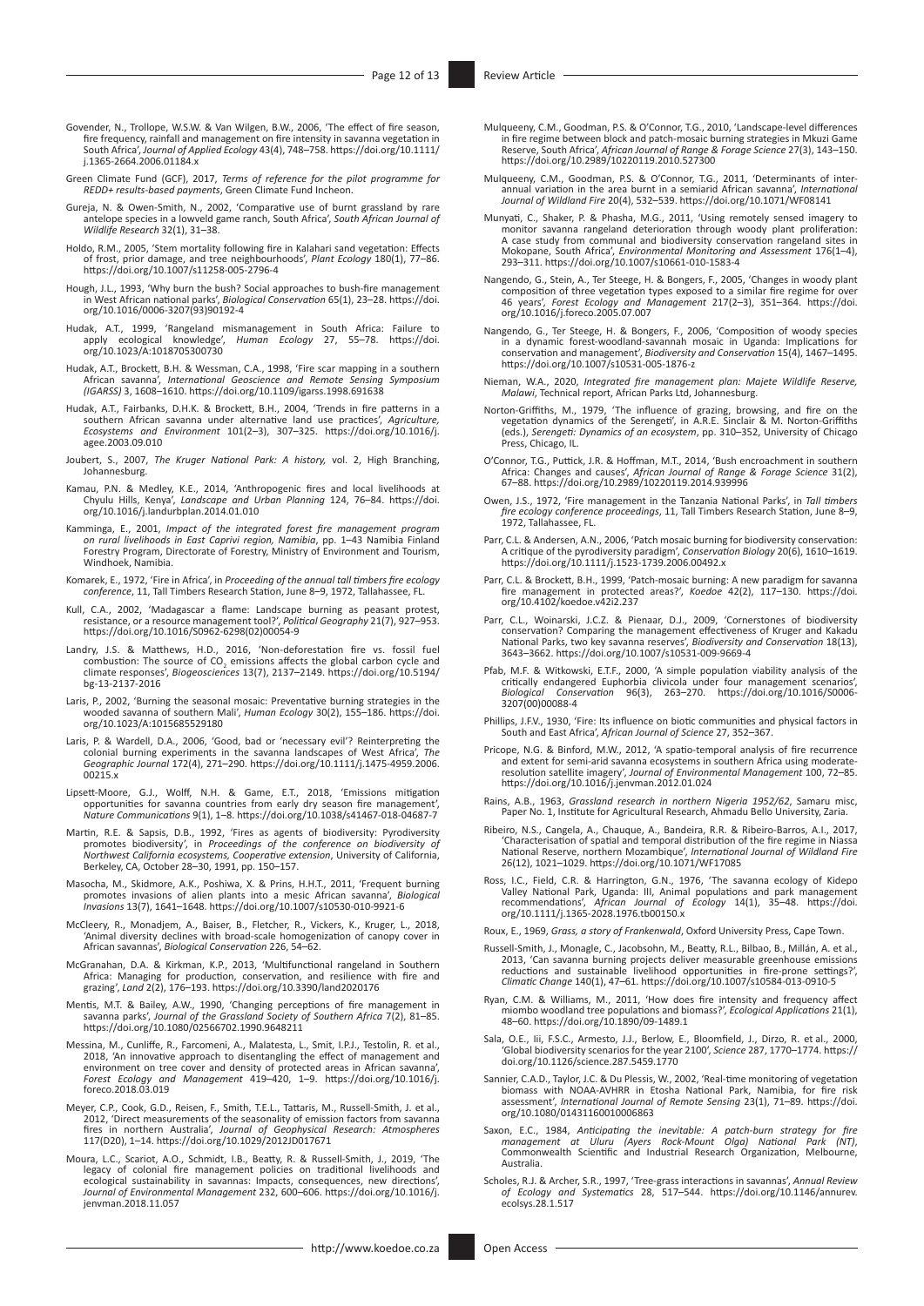Govender, N., Trollope, W.S.W. & Van Wilgen, B.W., 2006, 'The effect of fire season, fire frequency, rainfall and management on fire intensity in savanna vegetation in South Africa', *Journal of Applied Ecology* 43(4), 748–758. https://doi.org/10.1111/j.1365-2664.2006.01184.x

Green Climate Fund (GCF), 2017, *Terms of reference for the pilot programme for REDD+ results-based payments*, Green Climate Fund Incheon.

Gureja, N. & Owen-Smith, N., 2002, 'Comparative use of burnt grassland by rare antelope species in a lowveld game ranch, South Africa', *South African Journal of Wildlife Research* 32(1), 31–38.

Holdo, R.M., 2005, 'Stem mortality following fire in Kalahari sand vegetation: Effects of frost, prior damage, and tree neighbourhoods', *Plant Ecology* 180(1), 77–86. https://doi.org/10.1007/s11258-005-2796-4

Hough, J.L., 1993, 'Why burn the bush? Social approaches to bush-fire management in West African national parks', *Biological Conservation* 65(1), 23–28. https://doi.org/10.1016/0006-3207(93)90192-4

Hudak, A.T., 1999, 'Rangeland mismanagement in South Africa: Failure to apply ecological knowledge', *Human Ecology* 27, 55–78. https://doi.org/10.1023/A:1018705300730

Hudak, A.T., Brockett, B.H. & Wessman, C.A., 1998, 'Fire scar mapping in a southern African savanna', *International Geoscience and Remote Sensing Symposium (IGARSS)* 3, 1608–1610. https://doi.org/10.1109/igarss.1998.691638

Hudak, A.T., Fairbanks, D.H.K. & Brockett, B.H., 2004, 'Trends in fire patterns in a southern African savanna under alternative land use practices', *Agriculture, Ecosystems and Environment* 101(2–3), 307–325. https://doi.org/10.1016/j.agee.2003.09.010

Joubert, S., 2007, *The Kruger National Park: A history*, vol. 2, High Branching, Johannesburg.

Kamau, P.N. & Medley, K.E., 2014, 'Anthropogenic fires and local livelihoods at Chyulu Hills, Kenya', *Landscape and Urban Planning* 124, 76–84. https://doi.org/10.1016/j.landurbplan.2014.01.010

Kamminga, E., 2001, *Impact of the integrated forest fire management program on rural livelihoods in East Caprivi region, Namibia*, pp. 1–43 Namibia Finland Forestry Program, Directorate of Forestry, Ministry of Environment and Tourism, Windhoek, Namibia.

Komarek, E., 1972, 'Fire in Africa', in *Proceeding of the annual tall timbers fire ecology conference*, 11, Tall Timbers Research Station, June 8–9, 1972, Tallahassee, FL.

Kull, C.A., 2002, 'Madagascar a flame: Landscape burning as peasant protest, resistance, or a resource management tool?', *Political Geography* 21(7), 927–953. https://doi.org/10.1016/S0962-6298(02)00054-9

Landry, J.S. & Matthews, H.D., 2016, 'Non-deforestation fire vs. fossil fuel combustion: The source of $CO_2$ emissions affects the global carbon cycle and climate responses', *Biogeosciences* 13(7), 2137–2149. https://doi.org/10.5194/bg-13-2137-2016

Laris, P., 2002, 'Burning the seasonal mosaic: Preventative burning strategies in the wooded savanna of southern Mali', *Human Ecology* 30(2), 155–186. https://doi.org/10.1023/A:1015685529180

Laris, P. & Wardell, D.A., 2006, 'Good, bad or 'necessary evil'? Reinterpreting the colonial burning experiments in the savanna landscapes of West Africa', *The Geographic Journal* 172(4), 271–290. https://doi.org/10.1111/j.1475-4959.2006.00215.x

Lipsett-Moore, G.J., Wolff, N.H. & Game, E.T., 2018, 'Emissions mitigation opportunities for savanna countries from early dry season fire management', *Nature Communications* 9(1), 1–8. https://doi.org/10.1038/s41467-018-04687-7

Martin, R.E. & Sapsis, D.B., 1992, 'Fires as agents of biodiversity: Pyrodiversity promotes biodiversity', in *Proceedings of the conference on biodiversity of Northwest California ecosystems, Cooperative extension*, University of California, Berkeley, CA, October 28–30, 1991, pp. 150–157.

Masocha, M., Skidmore, A.K., Poshiwa, X. & Prins, H.H.T., 2011, 'Frequent burning promotes invasions of alien plants into a mesic African savanna', *Biological Invasions* 13(7), 1641–1648. https://doi.org/10.1007/s10530-010-9921-6

McCleery, R., Monadjem, A., Baiser, B., Fletcher, R., Vickers, K., Kruger, L., 2018, 'Animal diversity declines with broad-scale homogenization of canopy cover in African savannas', *Biological Conservation* 226, 54–62.

McGranahan, D.A. & Kirkman, K.P., 2013, 'Multifunctional rangeland in Southern Africa: Managing for production, conservation, and resilience with fire and grazing', *Land* 2(2), 176–193. https://doi.org/10.3390/land2020176

Mentis, M.T. & Bailey, A.W., 1990, 'Changing perceptions of fire management in savanna parks', *Journal of the Grassland Society of Southern Africa* 7(2), 81–85. https://doi.org/10.1080/02566702.1990.9648211

Messina, M., Cunliffe, R., Farcomeni, A., Malatesta, L., Smit, I.P.J., Testolin, R. et al., 2018, 'An innovative approach to disentangling the effect of management and environment on tree cover and density of protected areas in African savanna', *Forest Ecology and Management* 419–420, 1–9. https://doi.org/10.1016/j.foreco.2018.03.019

Meyer, C.P., Cook, G.D., Reisen, F., Smith, T.E.L., Tattaris, M., Russell-Smith, J. et al., 2012, 'Direct measurements of the seasonality of emission factors from savanna fires in northern Australia', *Journal of Geophysical Research: Atmospheres* 117(D20), 1–14. https://doi.org/10.1029/2012JD017671

Moura, L.C., Scariot, A.O., Schmidt, I.B., Beatty, R. & Russell-Smith, J., 2019, 'The legacy of colonial fire management policies on traditional livelihoods and ecological sustainability in savannas: Impacts, consequences, new directions', *Journal of Environmental Management* 232, 600–606. https://doi.org/10.1016/j.jenvman.2018.11.057

Mulqueeny, C.M., Goodman, P.S. & O'Connor, T.G., 2010, 'Landscape-level differences in fire regime between block and patch-mosaic burning strategies in Mkuzi Game Reserve, South Africa', *African Journal of Range & Forage Science* 27(3), 143–150. https://doi.org/10.2989/10220119.2010.527300

Mulqueeny, C.M., Goodman, P.S. & O'Connor, T.G., 2011, 'Determinants of inter-annual variation in the area burnt in a semiarid African savanna', *International Journal of Wildland Fire* 20(4), 532–539. https://doi.org/10.1071/WF08141

Munyati, C., Shaker, P. & Phasha, M.G., 2011, 'Using remotely sensed imagery to monitor savanna rangeland deterioration through woody plant proliferation: A case study from communal and biodiversity conservation rangeland sites in Mokopane, South Africa', *Environmental Monitoring and Assessment* 176(1–4), 293–311. https://doi.org/10.1007/s10661-010-1583-4

Nangendo, G., Stein, A., Ter Steege, H. & Bongers, F., 2005, 'Changes in woody plant composition of three vegetation types exposed to a similar fire regime for over 46 years', *Forest Ecology and Management* 217(2–3), 351–364. https://doi.org/10.1016/j.foreco.2005.07.007

Nangendo, G., Ter Steege, H. & Bongers, F., 2006, 'Composition of woody species in a dynamic forest-woodland-savannah mosaic in Uganda: Implications for conservation and management', *Biodiversity and Conservation* 15(4), 1467–1495. https://doi.org/10.1007/s10531-005-1876-z

Nieman, W.A., 2020, *Integrated fire management plan: Majete Wildlife Reserve, Malawi*, Technical report, African Parks Ltd, Johannesburg.

Norton-Griffiths, M., 1979, 'The influence of grazing, browsing, and fire on the vegetation dynamics of the Serengeti', in A.R.E. Sinclair & M. Norton-Griffiths (eds.), *Serengeti: Dynamics of an ecosystem*, pp. 310–352, University of Chicago Press, Chicago, IL.

O'Connor, T.G., Puttick, J.R. & Hoffman, M.T., 2014, 'Bush encroachment in southern Africa: Changes and causes', *African Journal of Range & Forage Science* 31(2), 67–88. https://doi.org/10.2989/10220119.2014.939996

Owen, J.S., 1972, 'Fire management in the Tanzania National Parks', in *Tall timbers fire ecology conference proceedings*, 11, Tall Timbers Research Station, June 8–9, 1972, Tallahassee, FL.

Parr, C.L. & Andersen, A.N., 2006, 'Patch mosaic burning for biodiversity conservation: A critique of the pyrodiversity paradigm', *Conservation Biology* 20(6), 1610–1619. https://doi.org/10.1111/j.1523-1739.2006.00492.x

Parr, C.L. & Brockett, B.H., 1999, 'Patch-mosaic burning: A new paradigm for savanna fire management in protected areas?', *Koedoe* 42(2), 117–130. https://doi.org/10.4102/koedoe.v42i2.237

Parr, C.L., Woinarski, J.C.Z. & Pienaar, D.J., 2009, 'Cornerstones of biodiversity conservation? Comparing the management effectiveness of Kruger and Kakadu National Parks, two key savanna reserves', *Biodiversity and Conservation* 18(13), 3643–3662. https://doi.org/10.1007/s10531-009-9669-4

Pfab, M.F. & Witkowski, E.T.F., 2000, 'A simple population viability analysis of the critically endangered Euphorbia clivicola under four management scenarios', *Biological Conservation* 96(3), 263–270. https://doi.org/10.1016/S0006-3207(00)00088-4

Phillips, J.F.V., 1930, 'Fire: Its influence on biotic communities and physical factors in South and East Africa', *African Journal of Science* 27, 352–367.

Pricope, N.G. & Binford, M.W., 2012, 'A spatio-temporal analysis of fire recurrence and extent for semi-arid savanna ecosystems in southern Africa using moderate-resolution satellite imagery', *Journal of Environmental Management* 100, 72–85. https://doi.org/10.1016/j.jenvman.2012.01.024

Rains, A.B., 1963, *Grassland research in northern Nigeria 1952/62*, Samaru misc, Paper No. 1, Institute for Agricultural Research, Ahmadu Bello University, Zaria.

Ribeiro, N.S., Cangela, A., Chauque, A., Bandeira, R.R. & Ribeiro-Barros, A.I., 2017, 'Characterisation of spatial and temporal distribution of the fire regime in Niassa National Reserve, northern Mozambique', *International Journal of Wildland Fire* 26(12), 1021–1029. https://doi.org/10.1071/WF17085

Ross, I.C., Field, C.R. & Harrington, G.N., 1976, 'The savanna ecology of Kidepo Valley National Park, Uganda: III, Animal populations and park management recommendations', *African Journal of Ecology* 14(1), 35–48. https://doi.org/10.1111/j.1365-2028.1976.tb00150.x

Roux, E., 1969, *Grass, a story of Frankenwald*, Oxford University Press, Cape Town.

Russell-Smith, J., Monagle, C., Jacobsohn, M., Beatty, R.L., Bilbao, B., Millán, A. et al., 2013, 'Can savanna burning projects deliver measurable greenhouse emissions reductions and sustainable livelihood opportunities in fire-prone settings?', *Climatic Change* 140(1), 47–61. https://doi.org/10.1007/s10584-013-0910-5

Ryan, C.M. & Williams, M., 2011, 'How does fire intensity and frequency affect miombo woodland tree populations and biomass?', *Ecological Applications* 21(1), 48–60. https://doi.org/10.1890/09-1489.1

Sala, O.E., Iii, F.S.C., Armesto, J.J., Berlow, E., Bloomfield, J., Dirzo, R. et al., 2000, 'Global biodiversity scenarios for the year 2100', *Science* 287, 1770–1774. https://doi.org/10.1126/science.287.5459.1770

Sannier, C.A.D., Taylor, J.C. & Du Plessis, W., 2002, 'Real-time monitoring of vegetation biomass with NOAA-AVHRR in Etosha National Park, Namibia, for fire risk assessment', *International Journal of Remote Sensing* 23(1), 71–89. https://doi.org/10.1080/01431160010006863

Saxon, E.C., 1984, *Anticipating the inevitable: A patch-burn strategy for fire management at Uluru (Ayers Rock-Mount Olga) National Park (NT)*, Commonwealth Scientific and Industrial Research Organization, Melbourne, Australia.

Scholes, R.J. & Archer, S.R., 1997, 'Tree-grass interactions in savannas', *Annual Review of Ecology and Systematics* 28, 517–544. https://doi.org/10.1146/annurev.ecolsys.28.1.517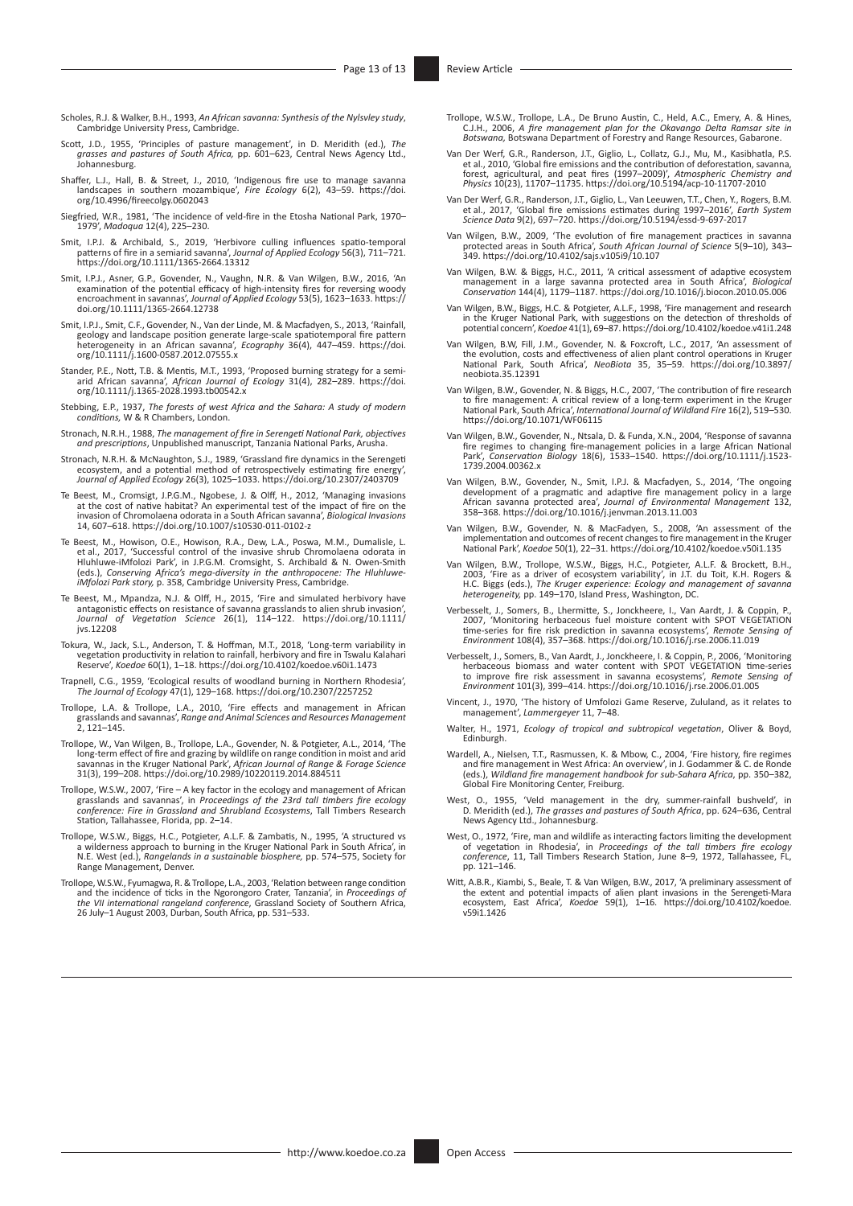Scholes, R.J. & Walker, B.H., 1993, *An African savanna: Synthesis of the Nylsvley study*, Cambridge University Press, Cambridge.

Scott, J.D., 1955, 'Principles of pasture management', in D. Meridith (ed.), *The grasses and pastures of South Africa,* pp. 601–623, Central News Agency Ltd., Johannesburg.

Shaffer, L.J., Hall, B. & Street, J., 2010, 'Indigenous fire use to manage savanna landscapes in southern mozambique', *Fire Ecology* 6(2), 43–59. https://doi.org/10.4996/fireecolgy.0602043

Siegfried, W.R., 1981, 'The incidence of veld-fire in the Etosha National Park, 1970–1979', *Madoqua* 12(4), 225–230.

Smit, I.P.J. & Archibald, S., 2019, 'Herbivore culling influences spatio-temporal patterns of fire in a semiarid savanna', *Journal of Applied Ecology* 56(3), 711–721. https://doi.org/10.1111/1365-2664.13312

Smit, I.P.J., Asner, G.P., Govender, N., Vaughn, N.R. & Van Wilgen, B.W., 2016, 'An examination of the potential efficacy of high-intensity fires for reversing woody encroachment in savannas', *Journal of Applied Ecology* 53(5), 1623–1633. https://doi.org/10.1111/1365-2664.12738

Smit, I.P.J., Smit, C.F., Govender, N., Van der Linde, M. & Macfadyen, S., 2013, 'Rainfall, geology and landscape position generate large-scale spatiotemporal fire pattern heterogeneity in an African savanna', *Ecography* 36(4), 447–459. https://doi.org/10.1111/j.1600-0587.2012.07555.x

Stander, P.E., Nott, T.B. & Mentis, M.T., 1993, 'Proposed burning strategy for a semi-arid African savanna', *African Journal of Ecology* 31(4), 282–289. https://doi.org/10.1111/j.1365-2028.1993.tb00542.x

Stebbing, E.P., 1937, *The forests of west Africa and the Sahara: A study of modern conditions,* W & R Chambers, London.

Stronach, N.R.H., 1988, *The management of fire in Serengeti National Park, objectives and prescriptions*, Unpublished manuscript, Tanzania National Parks, Arusha.

Stronach, N.R.H. & McNaughton, S.J., 1989, 'Grassland fire dynamics in the Serengeti ecosystem, and a potential method of retrospectively estimating fire energy', *Journal of Applied Ecology* 26(3), 1025–1033. https://doi.org/10.2307/2403709

Te Beest, M., Cromsigt, J.P.G.M., Ngobese, J. & Olff, H., 2012, 'Managing invasions at the cost of native habitat? An experimental test of the impact of fire on the invasion of Chromolaena odorata in a South African savanna', *Biological Invasions* 14, 607–618. https://doi.org/10.1007/s10530-011-0102-z

Te Beest, M., Howison, O.E., Howison, R.A., Dew, L.A., Poswa, M.M., Dumalisle, L. et al., 2017, 'Successful control of the invasive shrub Chromolaena odorata in Hluhluwe-iMfolozi Park', in J.P.G.M. Cromsigt, S. Archibald & N. Owen-Smith (eds.), *Conserving Africa's mega-diversity in the anthropocene: The Hluhluwe-iMfolozi Park story,* p. 358, Cambridge University Press, Cambridge.

Te Beest, M., Mpandza, N.J. & Olff, H., 2015, 'Fire and simulated herbivory have antagonistic effects on resistance of savanna grasslands to alien shrub invasion', *Journal of Vegetation Science* 26(1), 114–122. https://doi.org/10.1111/jvs.12208

Tokura, W., Jack, S.L., Anderson, T. & Hoffman, M.T., 2018, 'Long-term variability in vegetation productivity in relation to rainfall, herbivory and fire in Tswalu Kalahari Reserve', *Koedoe* 60(1), 1–18. https://doi.org/10.4102/koedoe.v60i1.1473

Trapnell, C.G., 1959, 'Ecological results of woodland burning in Northern Rhodesia', *The Journal of Ecology* 47(1), 129–168. https://doi.org/10.2307/2257252

Trollope, L.A. & Trollope, L.A., 2010, 'Fire effects and management in African grasslands and savannas', *Range and Animal Sciences and Resources Management* 2, 121–145.

Trollope, W., Van Wilgen, B., Trollope, L.A., Govender, N. & Potgieter, A.L., 2014, 'The long-term effect of fire and grazing by wildlife on range condition in moist and arid savannas in the Kruger National Park', *African Journal of Range & Forage Science* 31(3), 199–208. https://doi.org/10.2989/10220119.2014.884511

Trollope, W.S.W., 2007, 'Fire – A key factor in the ecology and management of African grasslands and savannas', in *Proceedings of the 23rd tall timbers fire ecology conference: Fire in Grassland and Shrubland Ecosystems*, Tall Timbers Research Station, Tallahassee, Florida, pp. 2–14.

Trollope, W.S.W., Biggs, H.C., Potgieter, A.L.F. & Zambatis, N., 1995, 'A structured vs a wilderness approach to burning in the Kruger National Park in South Africa', in N.E. West (ed.), *Rangelands in a sustainable biosphere,* pp. 574–575, Society for Range Management, Denver.

Trollope, W.S.W., Fyumagwa, R. & Trollope, L.A., 2003, 'Relation between range condition and the incidence of ticks in the Ngorongoro Crater, Tanzania', in *Proceedings of the VII international rangeland conference*, Grassland Society of Southern Africa, 26 July–1 August 2003, Durban, South Africa, pp. 531–533.

Trollope, W.S.W., Trollope, L.A., De Bruno Austin, C., Held, A.C., Emery, A. & Hines, C.J.H., 2006, *A fire management plan for the Okavango Delta Ramsar site in Botswana,* Botswana Department of Forestry and Range Resources, Gabarone.

Van Der Werf, G.R., Randerson, J.T., Giglio, L., Collatz, G.J., Mu, M., Kasibhatla, P.S. et al., 2010, 'Global fire emissions and the contribution of deforestation, savanna, forest, agricultural, and peat fires (1997–2009)', *Atmospheric Chemistry and Physics* 10(23), 11707–11735. https://doi.org/10.5194/acp-10-11707-2010

Van Der Werf, G.R., Randerson, J.T., Giglio, L., Van Leeuwen, T.T., Chen, Y., Rogers, B.M. et al., 2017, 'Global fire emissions estimates during 1997–2016', *Earth System Science Data* 9(2), 697–720. https://doi.org/10.5194/essd-9-697-2017

Van Wilgen, B.W., 2009, 'The evolution of fire management practices in savanna protected areas in South Africa', *South African Journal of Science* 5(9–10), 343–349. https://doi.org/10.4102/sajs.v105i9/10.107

Van Wilgen, B.W. & Biggs, H.C., 2011, 'A critical assessment of adaptive ecosystem management in a large savanna protected area in South Africa', *Biological Conservation* 144(4), 1179–1187. https://doi.org/10.1016/j.biocon.2010.05.006

Van Wilgen, B.W., Biggs, H.C. & Potgieter, A.L.F., 1998, 'Fire management and research in the Kruger National Park, with suggestions on the detection of thresholds of potential concern', *Koedoe* 41(1), 69–87. https://doi.org/10.4102/koedoe.v41i1.248

Van Wilgen, B.W, Fill, J.M., Govender, N. & Foxcroft, L.C., 2017, 'An assessment of the evolution, costs and effectiveness of alien plant control operations in Kruger National Park, South Africa', *NeoBiota* 35, 35–59. https://doi.org/10.3897/neobiota.35.12391

Van Wilgen, B.W., Govender, N. & Biggs, H.C., 2007, 'The contribution of fire research to fire management: A critical review of a long-term experiment in the Kruger National Park, South Africa', *International Journal of Wildland Fire* 16(2), 519–530. https://doi.org/10.1071/WF06115

Van Wilgen, B.W., Govender, N., Ntsala, D. & Funda, X.N., 2004, 'Response of savanna fire regimes to changing fire-management policies in a large African National Park', *Conservation Biology* 18(6), 1533–1540. https://doi.org/10.1111/j.1523-1739.2004.00362.x

Van Wilgen, B.W., Govender, N., Smit, I.P.J. & Macfadyen, S., 2014, 'The ongoing development of a pragmatic and adaptive fire management policy in a large African savanna protected area', *Journal of Environmental Management* 132, 358–368. https://doi.org/10.1016/j.jenvman.2013.11.003

Van Wilgen, B.W., Govender, N. & MacFadyen, S., 2008, 'An assessment of the implementation and outcomes of recent changes to fire management in the Kruger National Park', *Koedoe* 50(1), 22–31. https://doi.org/10.4102/koedoe.v50i1.135

Van Wilgen, B.W., Trollope, W.S.W., Biggs, H.C., Potgieter, A.L.F. & Brockett, B.H., 2003, 'Fire as a driver of ecosystem variability', in J.T. du Toit, K.H. Rogers & H.C. Biggs (eds.), *The Kruger experience: Ecology and management of savanna heterogeneity,* pp. 149–170, Island Press, Washington, DC.

Verbesselt, J., Somers, B., Lhermitte, S., Jonckheere, I., Van Aardt, J. & Coppin, P., 2007, 'Monitoring herbaceous fuel moisture content with SPOT VEGETATION time-series for fire risk prediction in savanna ecosystems', *Remote Sensing of Environment* 108(4), 357–368. https://doi.org/10.1016/j.rse.2006.11.019

Verbesselt, J., Somers, B., Van Aardt, J., Jonckheere, I. & Coppin, P., 2006, 'Monitoring herbaceous biomass and water content with SPOT VEGETATION time-series to improve fire risk assessment in savanna ecosystems', *Remote Sensing of Environment* 101(3), 399–414. https://doi.org/10.1016/j.rse.2006.01.005

Vincent, J., 1970, 'The history of Umfolozi Game Reserve, Zululand, as it relates to management', *Lammergeyer* 11, 7–48.

Walter, H., 1971, *Ecology of tropical and subtropical vegetation*, Oliver & Boyd, Edinburgh.

Wardell, A., Nielsen, T.T., Rasmussen, K. & Mbow, C., 2004, 'Fire history, fire regimes and fire management in West Africa: An overview', in J. Godammer & C. de Ronde (eds.), *Wildland fire management handbook for sub-Sahara Africa*, pp. 350–382, Global Fire Monitoring Center, Freiburg.

West, O., 1955, 'Veld management in the dry, summer-rainfall bushveld', in D. Meridith (ed.), *The grasses and pastures of South Africa*, pp. 624–636, Central News Agency Ltd., Johannesburg.

West, O., 1972, 'Fire, man and wildlife as interacting factors limiting the development of vegetation in Rhodesia', in *Proceedings of the tall timbers fire ecology conference*, 11, Tall Timbers Research Station, June 8–9, 1972, Tallahassee, FL, pp. 121–146.

Witt, A.B.R., Kiambi, S., Beale, T. & Van Wilgen, B.W., 2017, 'A preliminary assessment of the extent and potential impacts of alien plant invasions in the Serengeti-Mara ecosystem, East Africa', *Koedoe* 59(1), 1–16. https://doi.org/10.4102/koedoe.v59i1.1426